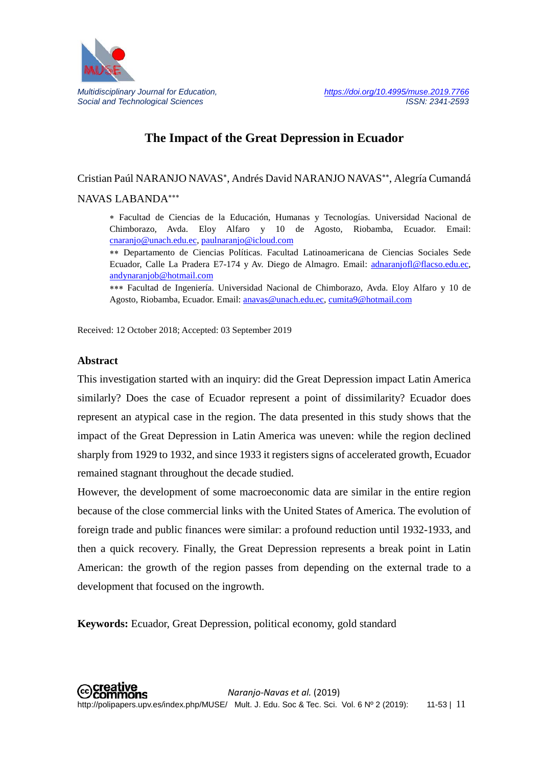# The Impact of the Great Depression in Ecuador

Cristian Paúl NARANJO NAVAS*, Andrés David NARANJO NAVAS**, Alegría Cumandá NAVAS LABANDA***

\* Facultad de Ciencias de la Educación, Humanas y Tecnologías. Universidad Nacional de Chimborazo, Avda. Eloy Alfaro y 10 de Agosto, Riobamba, Ecuador. Email: cnaranjo@unach.edu.ec, paulnaranjo@icloud.com

\** Departamento de Ciencias Políticas. Facultad Latinoamericana de Ciencias Sociales Sede Ecuador, Calle La Pradera E7-174 y Av. Diego de Almagro. Email: adnaranjofl@flacso.edu.ec, andynaranjob@hotmail.com

\*** Facultad de Ingeniería. Universidad Nacional de Chimborazo, Avda. Eloy Alfaro y 10 de Agosto, Riobamba, Ecuador. Email: anavas@unach.edu.ec, cumita9@hotmail.com

Received: 12 October 2018; Accepted: 03 September 2019

## Abstract

This investigation started with an inquiry: did the Great Depression impact Latin America similarly? Does the case of Ecuador represent a point of dissimilarity? Ecuador does represent an atypical case in the region. The data presented in this study shows that the impact of the Great Depression in Latin America was uneven: while the region declined sharply from 1929 to 1932, and since 1933 it registers signs of accelerated growth, Ecuador remained stagnant throughout the decade studied.

However, the development of some macroeconomic data are similar in the entire region because of the close commercial links with the United States of America. The evolution of foreign trade and public finances were similar: a profound reduction until 1932-1933, and then a quick recovery. Finally, the Great Depression represents a break point in Latin American: the growth of the region passes from depending on the external trade to a development that focused on the ingrowth.

**Keywords:** Ecuador, Great Depression, political economy, gold standard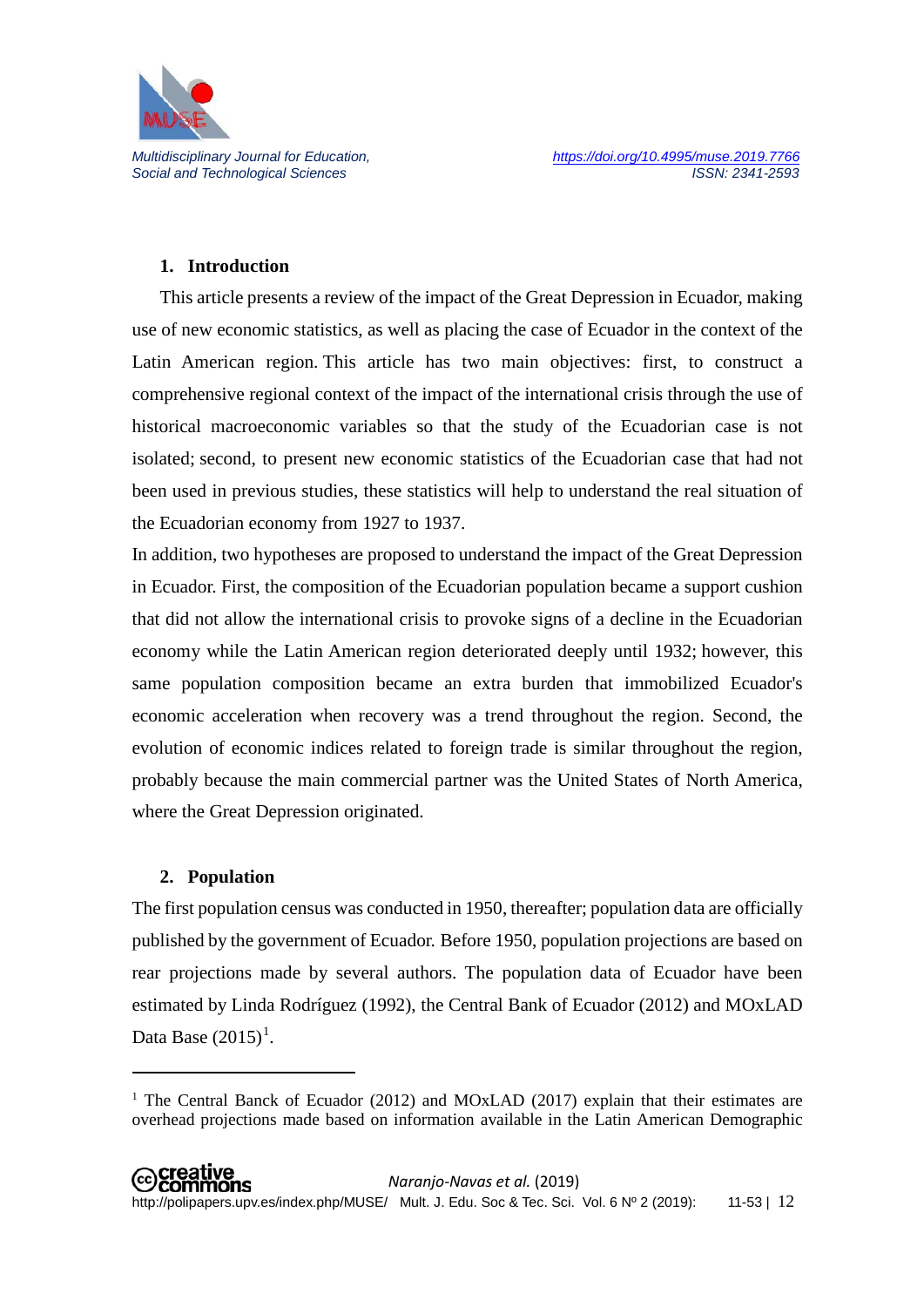## 1. Introduction

This article presents a review of the impact of the Great Depression in Ecuador, making use of new economic statistics, as well as placing the case of Ecuador in the context of the Latin American region. This article has two main objectives: first, to construct a comprehensive regional context of the impact of the international crisis through the use of historical macroeconomic variables so that the study of the Ecuadorian case is not isolated; second, to present new economic statistics of the Ecuadorian case that had not been used in previous studies, these statistics will help to understand the real situation of the Ecuadorian economy from 1927 to 1937.

In addition, two hypotheses are proposed to understand the impact of the Great Depression in Ecuador. First, the composition of the Ecuadorian population became a support cushion that did not allow the international crisis to provoke signs of a decline in the Ecuadorian economy while the Latin American region deteriorated deeply until 1932; however, this same population composition became an extra burden that immobilized Ecuador's economic acceleration when recovery was a trend throughout the region. Second, the evolution of economic indices related to foreign trade is similar throughout the region, probably because the main commercial partner was the United States of North America, where the Great Depression originated.

## 2. Population

The first population census was conducted in 1950, thereafter; population data are officially published by the government of Ecuador. Before 1950, population projections are based on rear projections made by several authors. The population data of Ecuador have been estimated by Linda Rodríguez (1992), the Central Bank of Ecuador (2012) and MOxLAD Data Base (2015)[1].

[1] The Central Banck of Ecuador (2012) and MOxLAD (2017) explain that their estimates are overhead projections made based on information available in the Latin American Demographic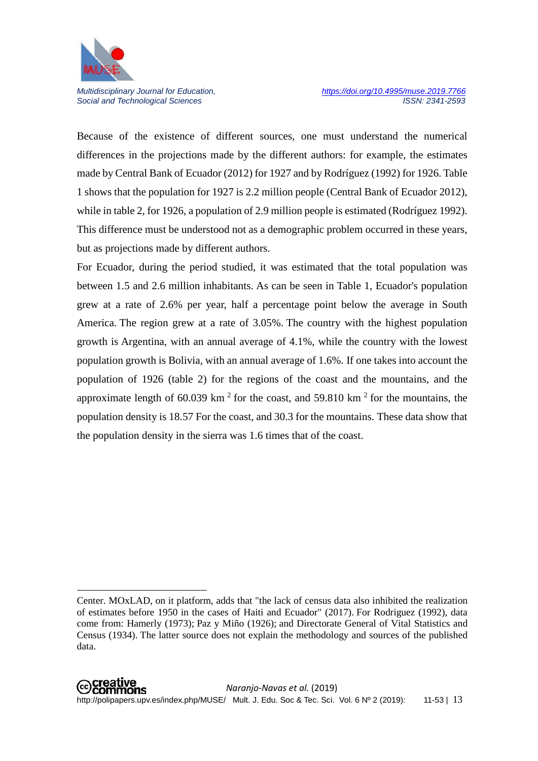Because of the existence of different sources, one must understand the numerical differences in the projections made by the different authors: for example, the estimates made by Central Bank of Ecuador (2012) for 1927 and by Rodríguez (1992) for 1926. Table 1 shows that the population for 1927 is 2.2 million people (Central Bank of Ecuador 2012), while in table 2, for 1926, a population of 2.9 million people is estimated (Rodríguez 1992). This difference must be understood not as a demographic problem occurred in these years, but as projections made by different authors.

For Ecuador, during the period studied, it was estimated that the total population was between 1.5 and 2.6 million inhabitants. As can be seen in Table 1, Ecuador's population grew at a rate of 2.6% per year, half a percentage point below the average in South America. The region grew at a rate of 3.05%. The country with the highest population growth is Argentina, with an annual average of 4.1%, while the country with the lowest population growth is Bolivia, with an annual average of 1.6%. If one takes into account the population of 1926 (table 2) for the regions of the coast and the mountains, and the approximate length of 60.039 km $^2$ for the coast, and 59.810 km $^2$ for the mountains, the population density is 18.57 For the coast, and 30.3 for the mountains. These data show that the population density in the sierra was 1.6 times that of the coast.

---

Center. MOxLAD, on it platform, adds that "the lack of census data also inhibited the realization of estimates before 1950 in the cases of Haiti and Ecuador" (2017). For Rodriguez (1992), data come from: Hamerly (1973); Paz y Miño (1926); and Directorate General of Vital Statistics and Census (1934). The latter source does not explain the methodology and sources of the published data.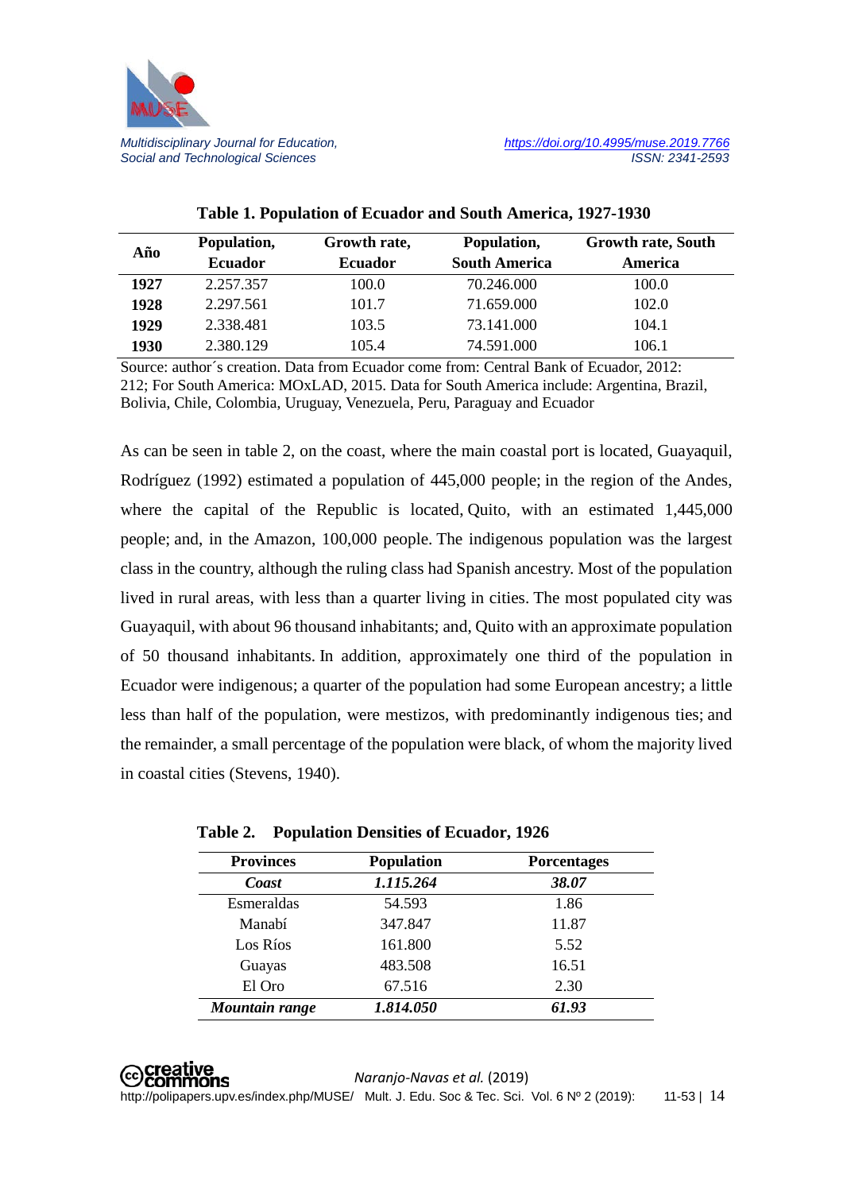**Table 1. Population of Ecuador and South America, 1927-1930**

| Año | Population, Ecuador | Growth rate, Ecuador | Population, South America | Growth rate, South America |
|---|---|---|---|---|
| **1927** | 2.257.357 | 100.0 | 70.246.000 | 100.0 |
| **1928** | 2.297.561 | 101.7 | 71.659.000 | 102.0 |
| **1929** | 2.338.481 | 103.5 | 73.141.000 | 104.1 |
| **1930** | 2.380.129 | 105.4 | 74.591.000 | 106.1 |

Source: author´s creation. Data from Ecuador come from: Central Bank of Ecuador, 2012: 212; For South America: MOxLAD, 2015. Data for South America include: Argentina, Brazil, Bolivia, Chile, Colombia, Uruguay, Venezuela, Peru, Paraguay and Ecuador

As can be seen in table 2, on the coast, where the main coastal port is located, Guayaquil, Rodríguez (1992) estimated a population of 445,000 people; in the region of the Andes, where the capital of the Republic is located, Quito, with an estimated 1,445,000 people; and, in the Amazon, 100,000 people. The indigenous population was the largest class in the country, although the ruling class had Spanish ancestry. Most of the population lived in rural areas, with less than a quarter living in cities. The most populated city was Guayaquil, with about 96 thousand inhabitants; and, Quito with an approximate population of 50 thousand inhabitants. In addition, approximately one third of the population in Ecuador were indigenous; a quarter of the population had some European ancestry; a little less than half of the population, were mestizos, with predominantly indigenous ties; and the remainder, a small percentage of the population were black, of whom the majority lived in coastal cities (Stevens, 1940).

**Table 2. Population Densities of Ecuador, 1926**

| Provinces | Population | Porcentages |
|---|---|---|
| ***Coast*** | ***1.115.264*** | ***38.07*** |
| Esmeraldas | 54.593 | 1.86 |
| Manabí | 347.847 | 11.87 |
| Los Ríos | 161.800 | 5.52 |
| Guayas | 483.508 | 16.51 |
| El Oro | 67.516 | 2.30 |
| ***Mountain range*** | ***1.814.050*** | ***61.93*** |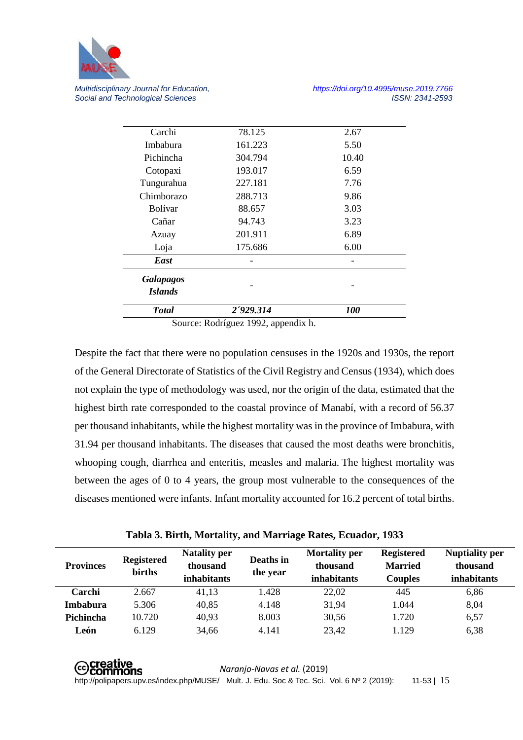| | | |
|---|---|---|
| Carchi | 78.125 | 2.67 |
| Imbabura | 161.223 | 5.50 |
| Pichincha | 304.794 | 10.40 |
| Cotopaxi | 193.017 | 6.59 |
| Tungurahua | 227.181 | 7.76 |
| Chimborazo | 288.713 | 9.86 |
| Bolívar | 88.657 | 3.03 |
| Cañar | 94.743 | 3.23 |
| Azuay | 201.911 | 6.89 |
| Loja | 175.686 | 6.00 |
| ***East*** | - | - |
| ***Galapagos Islands*** | - | - |
| ***Total*** | ***2´929.314*** | ***100*** |

Source: Rodríguez 1992, appendix h.

Despite the fact that there were no population censuses in the 1920s and 1930s, the report of the General Directorate of Statistics of the Civil Registry and Census (1934), which does not explain the type of methodology was used, nor the origin of the data, estimated that the highest birth rate corresponded to the coastal province of Manabí, with a record of 56.37 per thousand inhabitants, while the highest mortality was in the province of Imbabura, with 31.94 per thousand inhabitants. The diseases that caused the most deaths were bronchitis, whooping cough, diarrhea and enteritis, measles and malaria. The highest mortality was between the ages of 0 to 4 years, the group most vulnerable to the consequences of the diseases mentioned were infants. Infant mortality accounted for 16.2 percent of total births.

**Tabla 3. Birth, Mortality, and Marriage Rates, Ecuador, 1933**

| Provinces | Registered births | Natality per thousand inhabitants | Deaths in the year | Mortality per thousand inhabitants | Registered Married Couples | Nuptiality per thousand inhabitants |
|---|---|---|---|---|---|---|
| **Carchi** | 2.667 | 41,13 | 1.428 | 22,02 | 445 | 6,86 |
| **Imbabura** | 5.306 | 40,85 | 4.148 | 31,94 | 1.044 | 8,04 |
| **Pichincha** | 10.720 | 40,93 | 8.003 | 30,56 | 1.720 | 6,57 |
| **León** | 6.129 | 34,66 | 4.141 | 23,42 | 1.129 | 6,38 |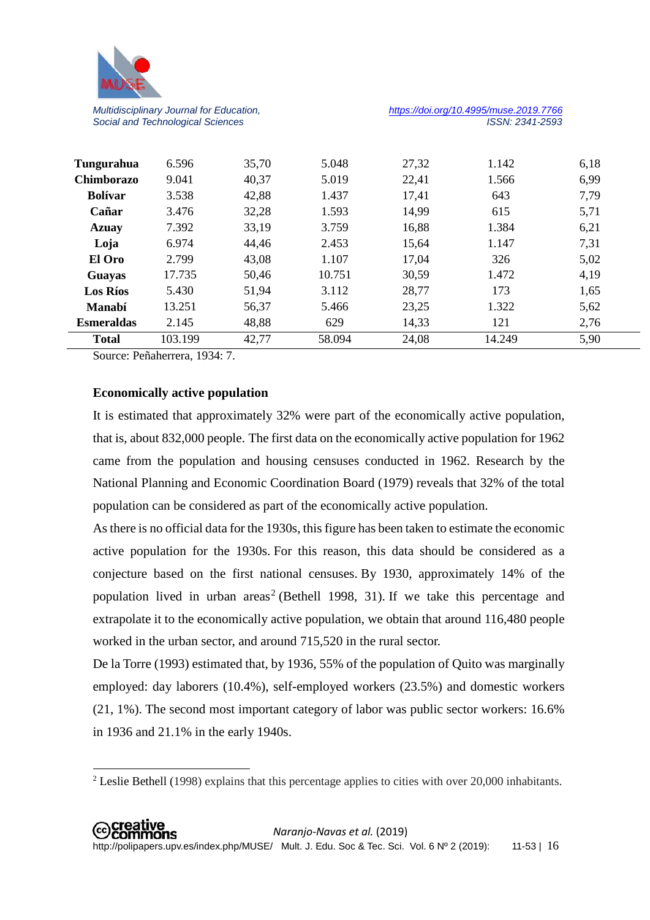| | | | | | | |
|---|---|---|---|---|---|---|
| **Tungurahua** | 6.596 | 35,70 | 5.048 | 27,32 | 1.142 | 6,18 |
| **Chimborazo** | 9.041 | 40,37 | 5.019 | 22,41 | 1.566 | 6,99 |
| **Bolívar** | 3.538 | 42,88 | 1.437 | 17,41 | 643 | 7,79 |
| **Cañar** | 3.476 | 32,28 | 1.593 | 14,99 | 615 | 5,71 |
| **Azuay** | 7.392 | 33,19 | 3.759 | 16,88 | 1.384 | 6,21 |
| **Loja** | 6.974 | 44,46 | 2.453 | 15,64 | 1.147 | 7,31 |
| **El Oro** | 2.799 | 43,08 | 1.107 | 17,04 | 326 | 5,02 |
| **Guayas** | 17.735 | 50,46 | 10.751 | 30,59 | 1.472 | 4,19 |
| **Los Ríos** | 5.430 | 51,94 | 3.112 | 28,77 | 173 | 1,65 |
| **Manabí** | 13.251 | 56,37 | 5.466 | 23,25 | 1.322 | 5,62 |
| **Esmeraldas** | 2.145 | 48,88 | 629 | 14,33 | 121 | 2,76 |
| **Total** | 103.199 | 42,77 | 58.094 | 24,08 | 14.249 | 5,90 |

Source: Peñaherrera, 1934: 7.

**Economically active population**

It is estimated that approximately 32% were part of the economically active population, that is, about 832,000 people. The first data on the economically active population for 1962 came from the population and housing censuses conducted in 1962. Research by the National Planning and Economic Coordination Board (1979) reveals that 32% of the total population can be considered as part of the economically active population.

As there is no official data for the 1930s, this figure has been taken to estimate the economic active population for the 1930s. For this reason, this data should be considered as a conjecture based on the first national censuses. By 1930, approximately 14% of the population lived in urban areas[2] (Bethell 1998, 31). If we take this percentage and extrapolate it to the economically active population, we obtain that around 116,480 people worked in the urban sector, and around 715,520 in the rural sector.

De la Torre (1993) estimated that, by 1936, 55% of the population of Quito was marginally employed: day laborers (10.4%), self-employed workers (23.5%) and domestic workers (21, 1%). The second most important category of labor was public sector workers: 16.6% in 1936 and 21.1% in the early 1940s.

[2] Leslie Bethell (1998) explains that this percentage applies to cities with over 20,000 inhabitants.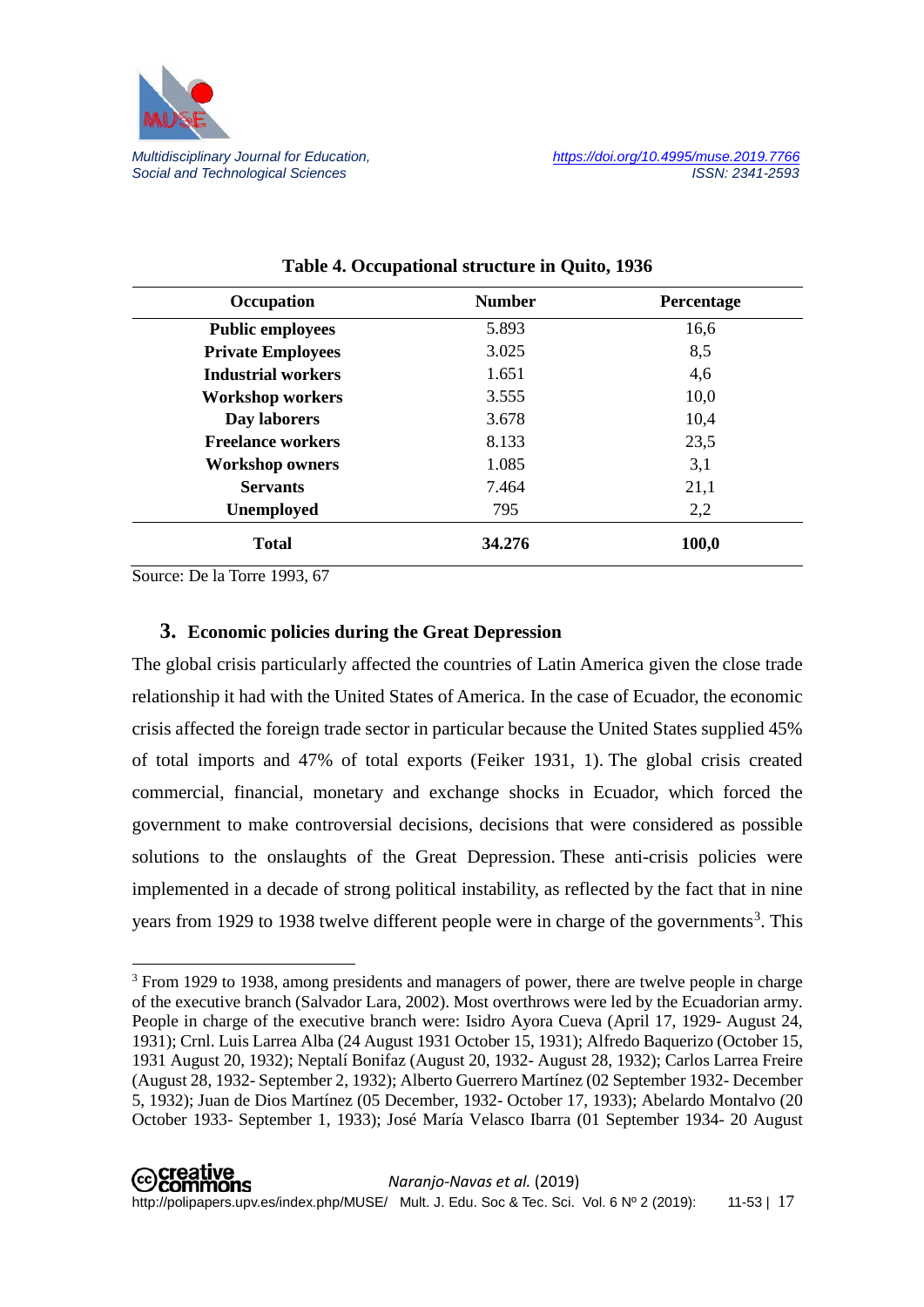**Table 4. Occupational structure in Quito, 1936**

| Occupation | Number | Percentage |
|---|---|---|
| **Public employees** | 5.893 | 16,6 |
| **Private Employees** | 3.025 | 8,5 |
| **Industrial workers** | 1.651 | 4,6 |
| **Workshop workers** | 3.555 | 10,0 |
| **Day laborers** | 3.678 | 10,4 |
| **Freelance workers** | 8.133 | 23,5 |
| **Workshop owners** | 1.085 | 3,1 |
| **Servants** | 7.464 | 21,1 |
| **Unemployed** | 795 | 2,2 |
| **Total** | **34.276** | **100,0** |

Source: De la Torre 1993, 67

## 3. Economic policies during the Great Depression

The global crisis particularly affected the countries of Latin America given the close trade relationship it had with the United States of America. In the case of Ecuador, the economic crisis affected the foreign trade sector in particular because the United States supplied 45% of total imports and 47% of total exports (Feiker 1931, 1). The global crisis created commercial, financial, monetary and exchange shocks in Ecuador, which forced the government to make controversial decisions, decisions that were considered as possible solutions to the onslaughts of the Great Depression. These anti-crisis policies were implemented in a decade of strong political instability, as reflected by the fact that in nine years from 1929 to 1938 twelve different people were in charge of the governments[3]. This

[3] From 1929 to 1938, among presidents and managers of power, there are twelve people in charge of the executive branch (Salvador Lara, 2002). Most overthrows were led by the Ecuadorian army. People in charge of the executive branch were: Isidro Ayora Cueva (April 17, 1929- August 24, 1931); Crnl. Luis Larrea Alba (24 August 1931 October 15, 1931); Alfredo Baquerizo (October 15, 1931 August 20, 1932); Neptalí Bonifaz (August 20, 1932- August 28, 1932); Carlos Larrea Freire (August 28, 1932- September 2, 1932); Alberto Guerrero Martínez (02 September 1932- December 5, 1932); Juan de Dios Martínez (05 December, 1932- October 17, 1933); Abelardo Montalvo (20 October 1933- September 1, 1933); José María Velasco Ibarra (01 September 1934- 20 August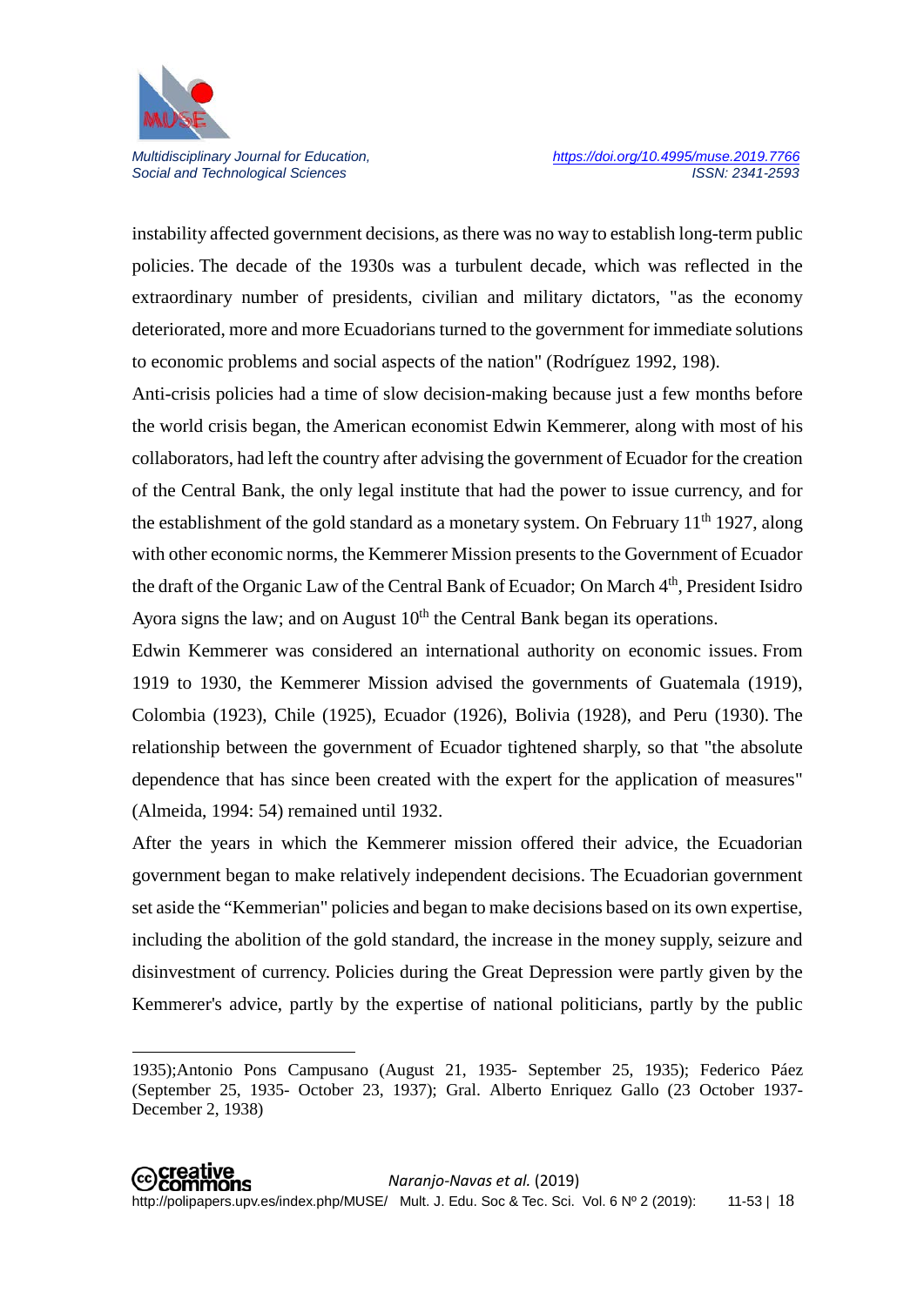instability affected government decisions, as there was no way to establish long-term public policies. The decade of the 1930s was a turbulent decade, which was reflected in the extraordinary number of presidents, civilian and military dictators, "as the economy deteriorated, more and more Ecuadorians turned to the government for immediate solutions to economic problems and social aspects of the nation" (Rodríguez 1992, 198).

Anti-crisis policies had a time of slow decision-making because just a few months before the world crisis began, the American economist Edwin Kemmerer, along with most of his collaborators, had left the country after advising the government of Ecuador for the creation of the Central Bank, the only legal institute that had the power to issue currency, and for the establishment of the gold standard as a monetary system. On February 11th 1927, along with other economic norms, the Kemmerer Mission presents to the Government of Ecuador the draft of the Organic Law of the Central Bank of Ecuador; On March 4th, President Isidro Ayora signs the law; and on August 10th the Central Bank began its operations.

Edwin Kemmerer was considered an international authority on economic issues. From 1919 to 1930, the Kemmerer Mission advised the governments of Guatemala (1919), Colombia (1923), Chile (1925), Ecuador (1926), Bolivia (1928), and Peru (1930). The relationship between the government of Ecuador tightened sharply, so that "the absolute dependence that has since been created with the expert for the application of measures" (Almeida, 1994: 54) remained until 1932.

After the years in which the Kemmerer mission offered their advice, the Ecuadorian government began to make relatively independent decisions. The Ecuadorian government set aside the “Kemmerian" policies and began to make decisions based on its own expertise, including the abolition of the gold standard, the increase in the money supply, seizure and disinvestment of currency. Policies during the Great Depression were partly given by the Kemmerer's advice, partly by the expertise of national politicians, partly by the public

---

1935);Antonio Pons Campusano (August 21, 1935- September 25, 1935); Federico Páez (September 25, 1935- October 23, 1937); Gral. Alberto Enriquez Gallo (23 October 1937- December 2, 1938)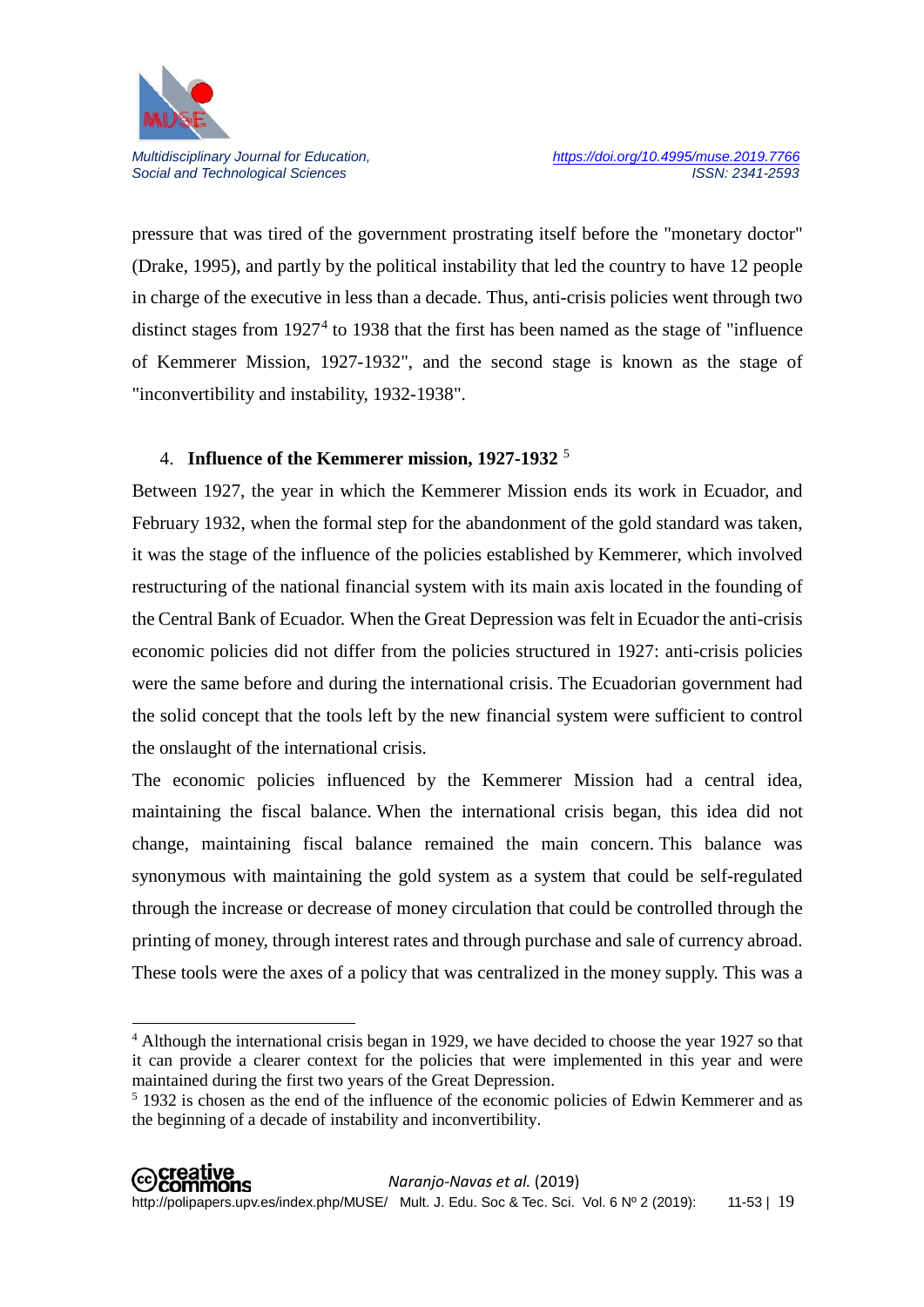pressure that was tired of the government prostrating itself before the "monetary doctor" (Drake, 1995), and partly by the political instability that led the country to have 12 people in charge of the executive in less than a decade. Thus, anti-crisis policies went through two distinct stages from 1927[4] to 1938 that the first has been named as the stage of "influence of Kemmerer Mission, 1927-1932", and the second stage is known as the stage of "inconvertibility and instability, 1932-1938".

## 4. Influence of the Kemmerer mission, 1927-1932 [5]

Between 1927, the year in which the Kemmerer Mission ends its work in Ecuador, and February 1932, when the formal step for the abandonment of the gold standard was taken, it was the stage of the influence of the policies established by Kemmerer, which involved restructuring of the national financial system with its main axis located in the founding of the Central Bank of Ecuador. When the Great Depression was felt in Ecuador the anti-crisis economic policies did not differ from the policies structured in 1927: anti-crisis policies were the same before and during the international crisis. The Ecuadorian government had the solid concept that the tools left by the new financial system were sufficient to control the onslaught of the international crisis.

The economic policies influenced by the Kemmerer Mission had a central idea, maintaining the fiscal balance. When the international crisis began, this idea did not change, maintaining fiscal balance remained the main concern. This balance was synonymous with maintaining the gold system as a system that could be self-regulated through the increase or decrease of money circulation that could be controlled through the printing of money, through interest rates and through purchase and sale of currency abroad. These tools were the axes of a policy that was centralized in the money supply. This was a

---

[4] Although the international crisis began in 1929, we have decided to choose the year 1927 so that it can provide a clearer context for the policies that were implemented in this year and were maintained during the first two years of the Great Depression.

[5] 1932 is chosen as the end of the influence of the economic policies of Edwin Kemmerer and as the beginning of a decade of instability and inconvertibility.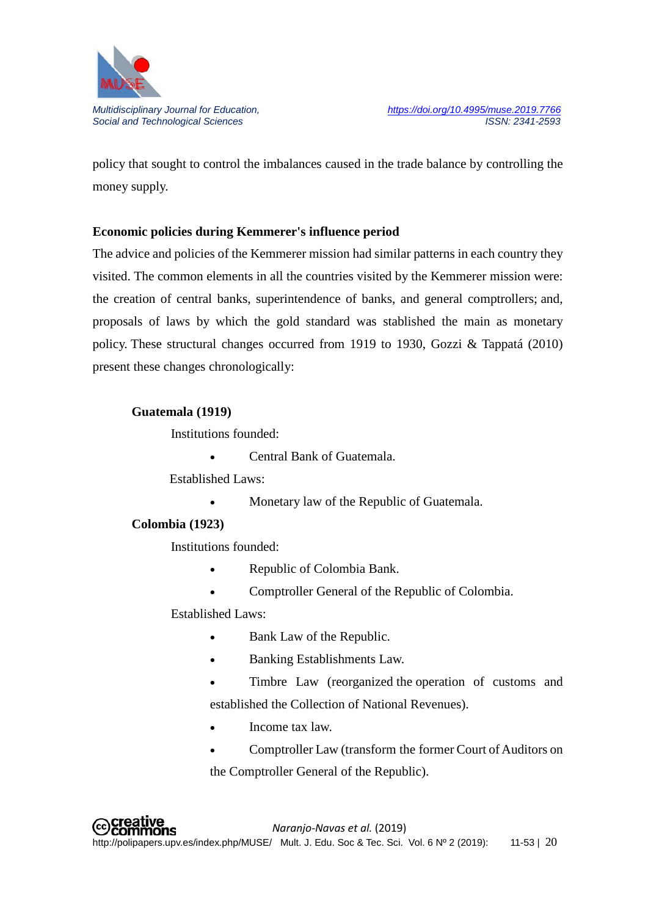policy that sought to control the imbalances caused in the trade balance by controlling the money supply.

**Economic policies during Kemmerer's influence period**

The advice and policies of the Kemmerer mission had similar patterns in each country they visited. The common elements in all the countries visited by the Kemmerer mission were: the creation of central banks, superintendence of banks, and general comptrollers; and, proposals of laws by which the gold standard was stablished the main as monetary policy. These structural changes occurred from 1919 to 1930, Gozzi & Tappatá (2010) present these changes chronologically:

**Guatemala (1919)**

Institutions founded:

- Central Bank of Guatemala.

Established Laws:

- Monetary law of the Republic of Guatemala.

**Colombia (1923)**

Institutions founded:

- Republic of Colombia Bank.
- Comptroller General of the Republic of Colombia.

Established Laws:

- Bank Law of the Republic.
- Banking Establishments Law.
- Timbre Law (reorganized the operation of customs and established the Collection of National Revenues).
- Income tax law.
- Comptroller Law (transform the former Court of Auditors on the Comptroller General of the Republic).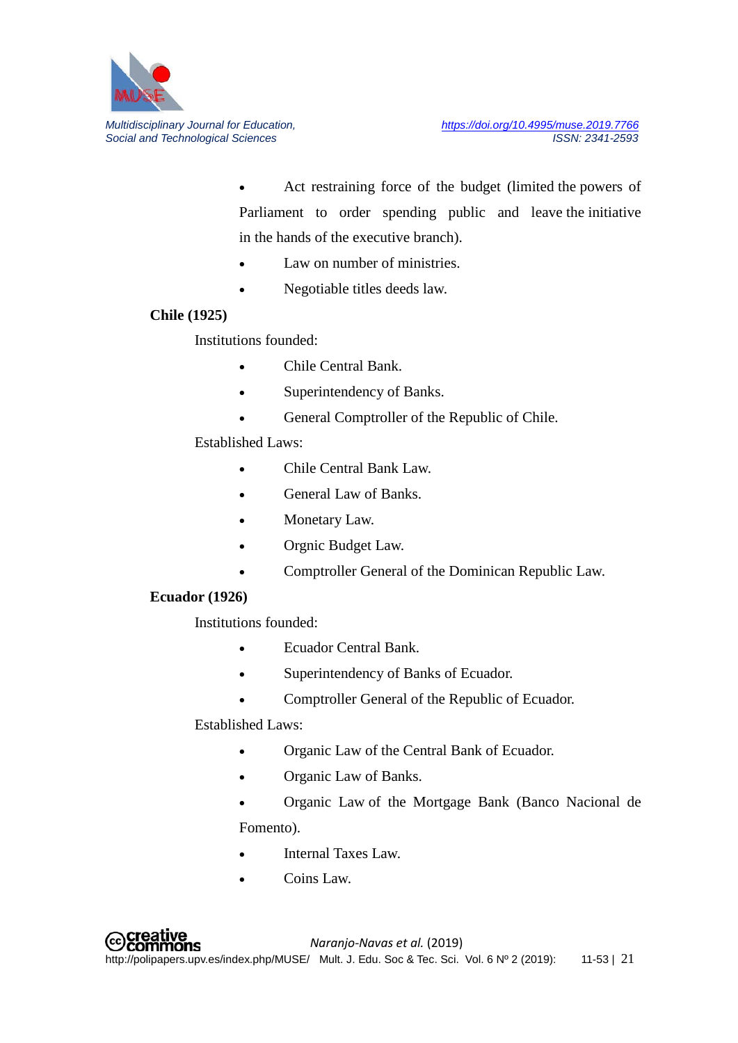- Act restraining force of the budget (limited the powers of Parliament to order spending public and leave the initiative in the hands of the executive branch).
- Law on number of ministries.
- Negotiable titles deeds law.

**Chile (1925)**

Institutions founded:

- Chile Central Bank.
- Superintendency of Banks.
- General Comptroller of the Republic of Chile.

Established Laws:

- Chile Central Bank Law.
- General Law of Banks.
- Monetary Law.
- Orgnic Budget Law.
- Comptroller General of the Dominican Republic Law.

**Ecuador (1926)**

Institutions founded:

- Ecuador Central Bank.
- Superintendency of Banks of Ecuador.
- Comptroller General of the Republic of Ecuador.

Established Laws:

- Organic Law of the Central Bank of Ecuador.
- Organic Law of Banks.
- Organic Law of the Mortgage Bank (Banco Nacional de Fomento).
- Internal Taxes Law.
- Coins Law.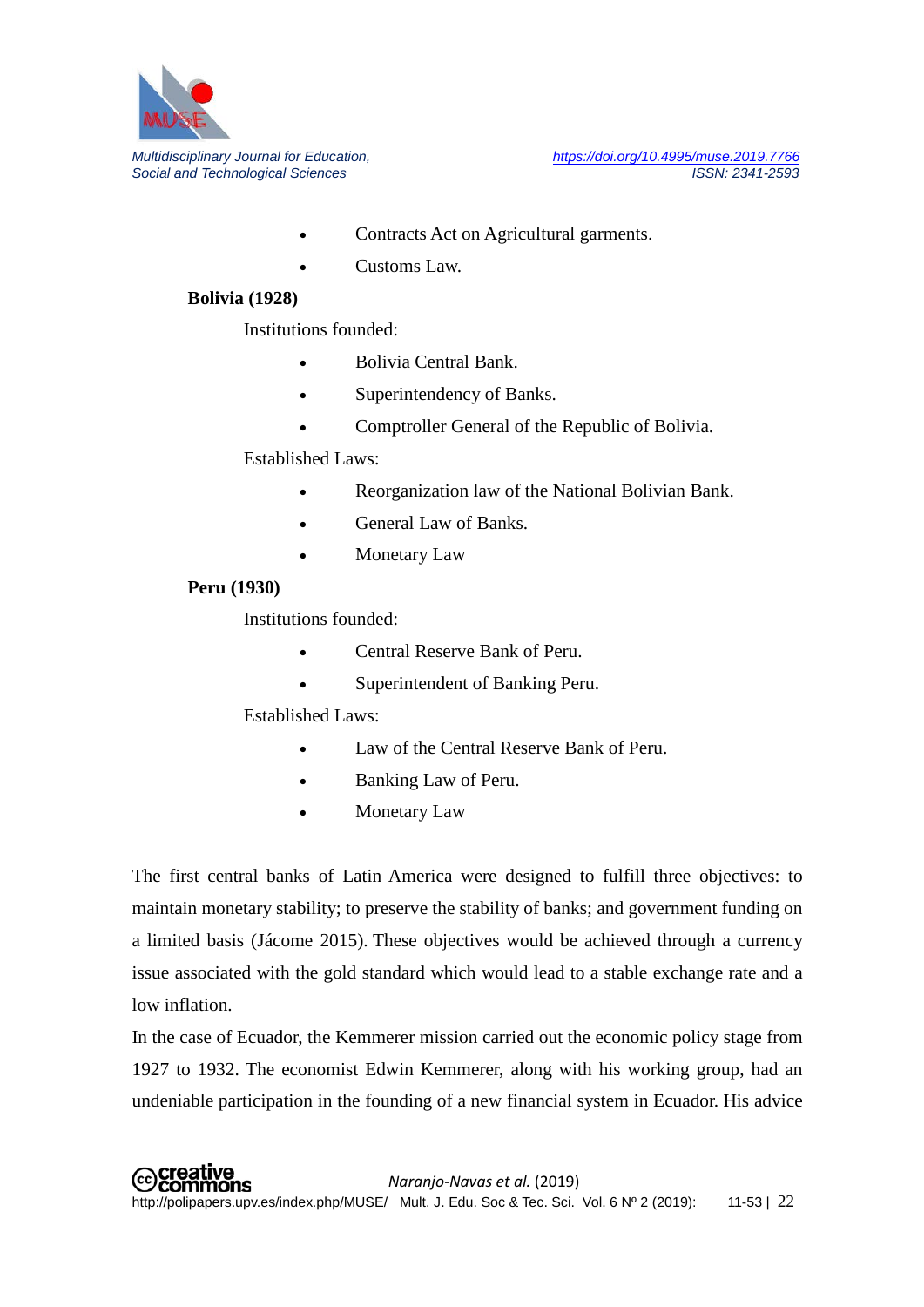- Contracts Act on Agricultural garments.
- Customs Law.

**Bolivia (1928)**

Institutions founded:

- Bolivia Central Bank.
- Superintendency of Banks.
- Comptroller General of the Republic of Bolivia.

Established Laws:

- Reorganization law of the National Bolivian Bank.
- General Law of Banks.
- Monetary Law

**Peru (1930)**

Institutions founded:

- Central Reserve Bank of Peru.
- Superintendent of Banking Peru.

Established Laws:

- Law of the Central Reserve Bank of Peru.
- Banking Law of Peru.
- Monetary Law

The first central banks of Latin America were designed to fulfill three objectives: to maintain monetary stability; to preserve the stability of banks; and government funding on a limited basis (Jácome 2015). These objectives would be achieved through a currency issue associated with the gold standard which would lead to a stable exchange rate and a low inflation.

In the case of Ecuador, the Kemmerer mission carried out the economic policy stage from 1927 to 1932. The economist Edwin Kemmerer, along with his working group, had an undeniable participation in the founding of a new financial system in Ecuador. His advice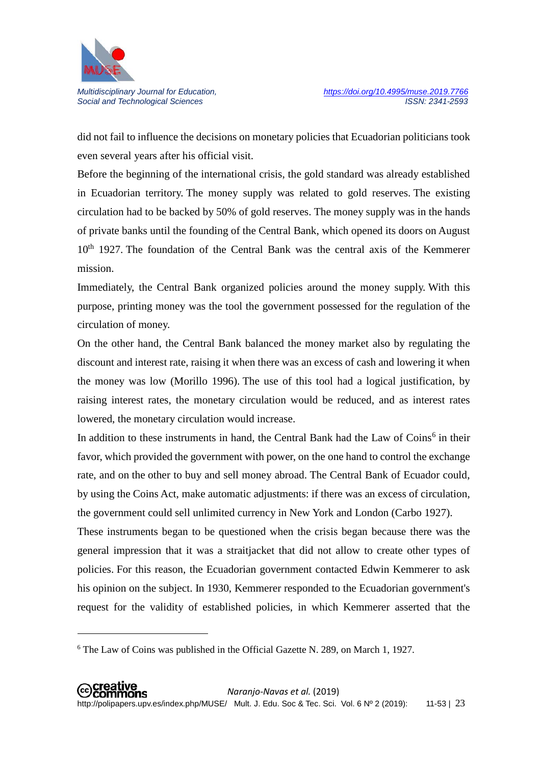did not fail to influence the decisions on monetary policies that Ecuadorian politicians took even several years after his official visit.

Before the beginning of the international crisis, the gold standard was already established in Ecuadorian territory. The money supply was related to gold reserves. The existing circulation had to be backed by 50% of gold reserves. The money supply was in the hands of private banks until the founding of the Central Bank, which opened its doors on August 10th 1927. The foundation of the Central Bank was the central axis of the Kemmerer mission.

Immediately, the Central Bank organized policies around the money supply. With this purpose, printing money was the tool the government possessed for the regulation of the circulation of money.

On the other hand, the Central Bank balanced the money market also by regulating the discount and interest rate, raising it when there was an excess of cash and lowering it when the money was low (Morillo 1996). The use of this tool had a logical justification, by raising interest rates, the monetary circulation would be reduced, and as interest rates lowered, the monetary circulation would increase.

In addition to these instruments in hand, the Central Bank had the Law of Coins[6] in their favor, which provided the government with power, on the one hand to control the exchange rate, and on the other to buy and sell money abroad. The Central Bank of Ecuador could, by using the Coins Act, make automatic adjustments: if there was an excess of circulation, the government could sell unlimited currency in New York and London (Carbo 1927).

These instruments began to be questioned when the crisis began because there was the general impression that it was a straitjacket that did not allow to create other types of policies. For this reason, the Ecuadorian government contacted Edwin Kemmerer to ask his opinion on the subject. In 1930, Kemmerer responded to the Ecuadorian government's request for the validity of established policies, in which Kemmerer asserted that the

[6] The Law of Coins was published in the Official Gazette N. 289, on March 1, 1927.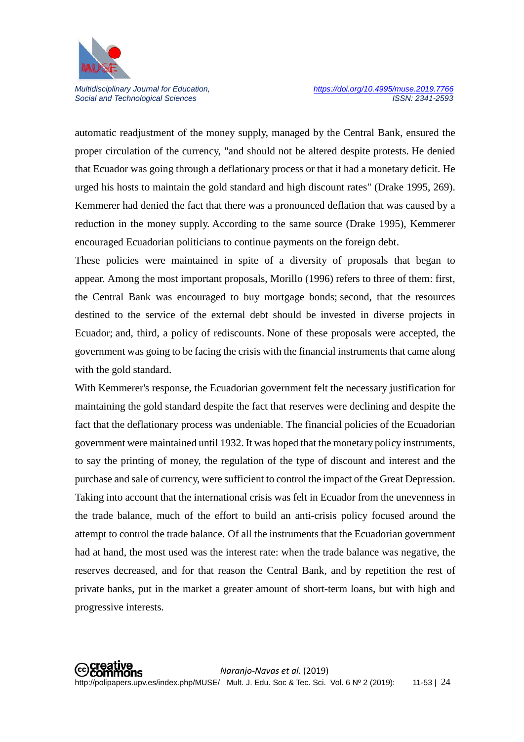automatic readjustment of the money supply, managed by the Central Bank, ensured the proper circulation of the currency, "and should not be altered despite protests. He denied that Ecuador was going through a deflationary process or that it had a monetary deficit. He urged his hosts to maintain the gold standard and high discount rates" (Drake 1995, 269). Kemmerer had denied the fact that there was a pronounced deflation that was caused by a reduction in the money supply. According to the same source (Drake 1995), Kemmerer encouraged Ecuadorian politicians to continue payments on the foreign debt.

These policies were maintained in spite of a diversity of proposals that began to appear. Among the most important proposals, Morillo (1996) refers to three of them: first, the Central Bank was encouraged to buy mortgage bonds; second, that the resources destined to the service of the external debt should be invested in diverse projects in Ecuador; and, third, a policy of rediscounts. None of these proposals were accepted, the government was going to be facing the crisis with the financial instruments that came along with the gold standard.

With Kemmerer's response, the Ecuadorian government felt the necessary justification for maintaining the gold standard despite the fact that reserves were declining and despite the fact that the deflationary process was undeniable. The financial policies of the Ecuadorian government were maintained until 1932. It was hoped that the monetary policy instruments, to say the printing of money, the regulation of the type of discount and interest and the purchase and sale of currency, were sufficient to control the impact of the Great Depression. Taking into account that the international crisis was felt in Ecuador from the unevenness in the trade balance, much of the effort to build an anti-crisis policy focused around the attempt to control the trade balance. Of all the instruments that the Ecuadorian government had at hand, the most used was the interest rate: when the trade balance was negative, the reserves decreased, and for that reason the Central Bank, and by repetition the rest of private banks, put in the market a greater amount of short-term loans, but with high and progressive interests.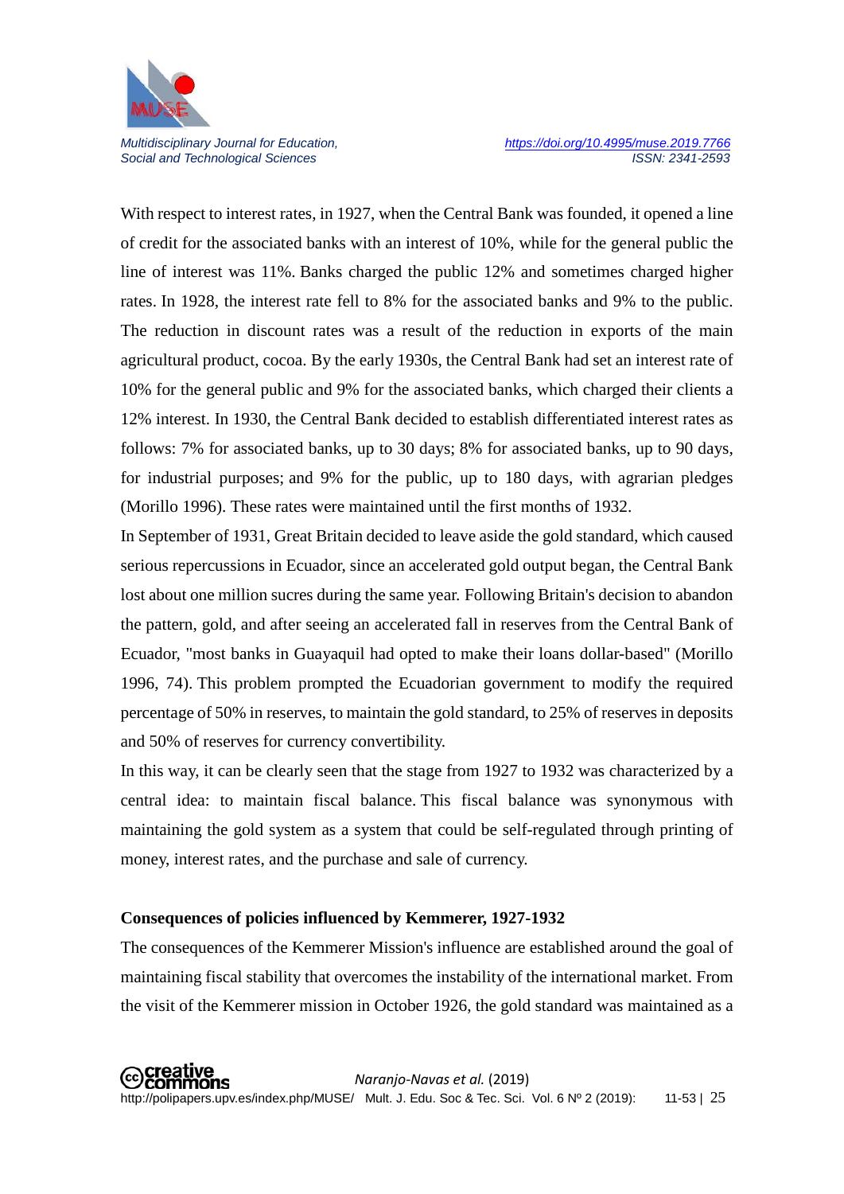With respect to interest rates, in 1927, when the Central Bank was founded, it opened a line of credit for the associated banks with an interest of 10%, while for the general public the line of interest was 11%. Banks charged the public 12% and sometimes charged higher rates. In 1928, the interest rate fell to 8% for the associated banks and 9% to the public. The reduction in discount rates was a result of the reduction in exports of the main agricultural product, cocoa. By the early 1930s, the Central Bank had set an interest rate of 10% for the general public and 9% for the associated banks, which charged their clients a 12% interest. In 1930, the Central Bank decided to establish differentiated interest rates as follows: 7% for associated banks, up to 30 days; 8% for associated banks, up to 90 days, for industrial purposes; and 9% for the public, up to 180 days, with agrarian pledges (Morillo 1996). These rates were maintained until the first months of 1932.

In September of 1931, Great Britain decided to leave aside the gold standard, which caused serious repercussions in Ecuador, since an accelerated gold output began, the Central Bank lost about one million sucres during the same year. Following Britain's decision to abandon the pattern, gold, and after seeing an accelerated fall in reserves from the Central Bank of Ecuador, "most banks in Guayaquil had opted to make their loans dollar-based" (Morillo 1996, 74). This problem prompted the Ecuadorian government to modify the required percentage of 50% in reserves, to maintain the gold standard, to 25% of reserves in deposits and 50% of reserves for currency convertibility.

In this way, it can be clearly seen that the stage from 1927 to 1932 was characterized by a central idea: to maintain fiscal balance. This fiscal balance was synonymous with maintaining the gold system as a system that could be self-regulated through printing of money, interest rates, and the purchase and sale of currency.

**Consequences of policies influenced by Kemmerer, 1927-1932**

The consequences of the Kemmerer Mission's influence are established around the goal of maintaining fiscal stability that overcomes the instability of the international market. From the visit of the Kemmerer mission in October 1926, the gold standard was maintained as a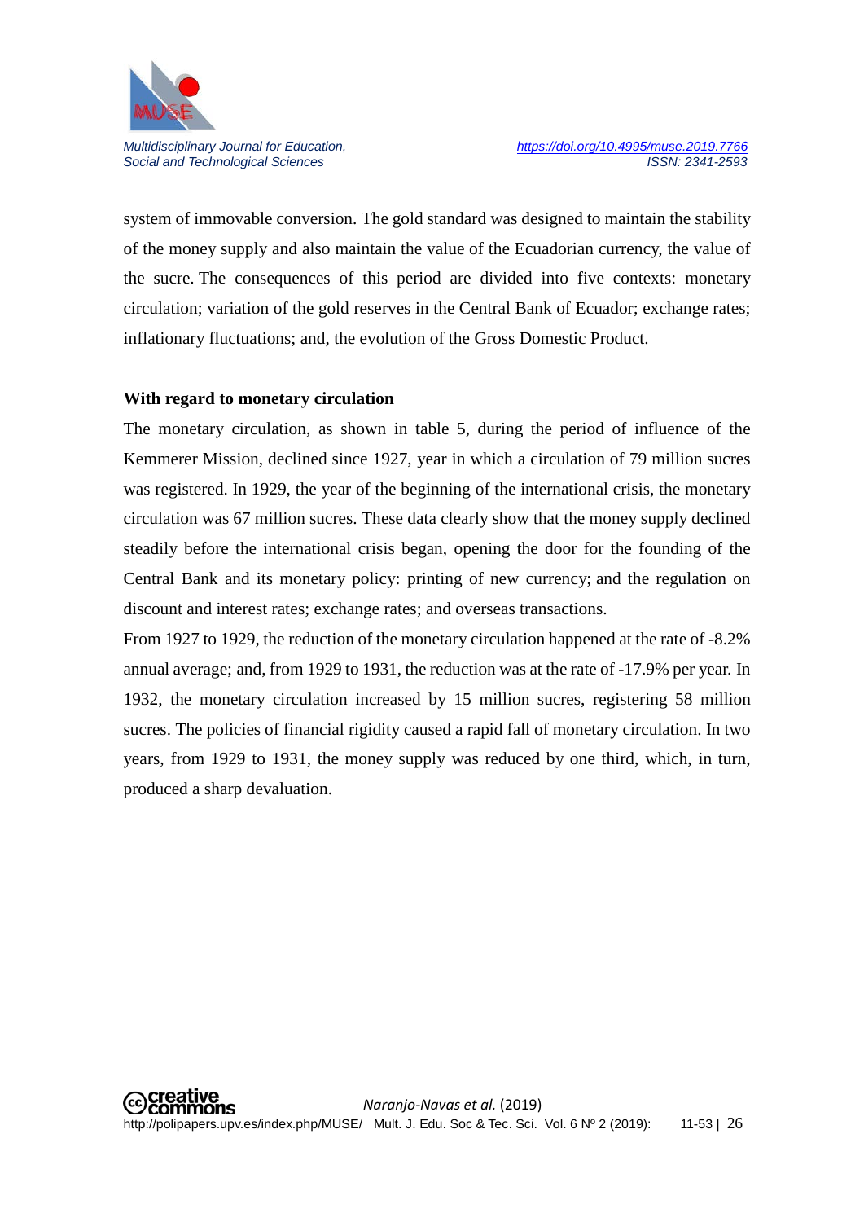system of immovable conversion. The gold standard was designed to maintain the stability of the money supply and also maintain the value of the Ecuadorian currency, the value of the sucre. The consequences of this period are divided into five contexts: monetary circulation; variation of the gold reserves in the Central Bank of Ecuador; exchange rates; inflationary fluctuations; and, the evolution of the Gross Domestic Product.

### With regard to monetary circulation

The monetary circulation, as shown in table 5, during the period of influence of the Kemmerer Mission, declined since 1927, year in which a circulation of 79 million sucres was registered. In 1929, the year of the beginning of the international crisis, the monetary circulation was 67 million sucres. These data clearly show that the money supply declined steadily before the international crisis began, opening the door for the founding of the Central Bank and its monetary policy: printing of new currency; and the regulation on discount and interest rates; exchange rates; and overseas transactions.

From 1927 to 1929, the reduction of the monetary circulation happened at the rate of -8.2% annual average; and, from 1929 to 1931, the reduction was at the rate of -17.9% per year. In 1932, the monetary circulation increased by 15 million sucres, registering 58 million sucres. The policies of financial rigidity caused a rapid fall of monetary circulation. In two years, from 1929 to 1931, the money supply was reduced by one third, which, in turn, produced a sharp devaluation.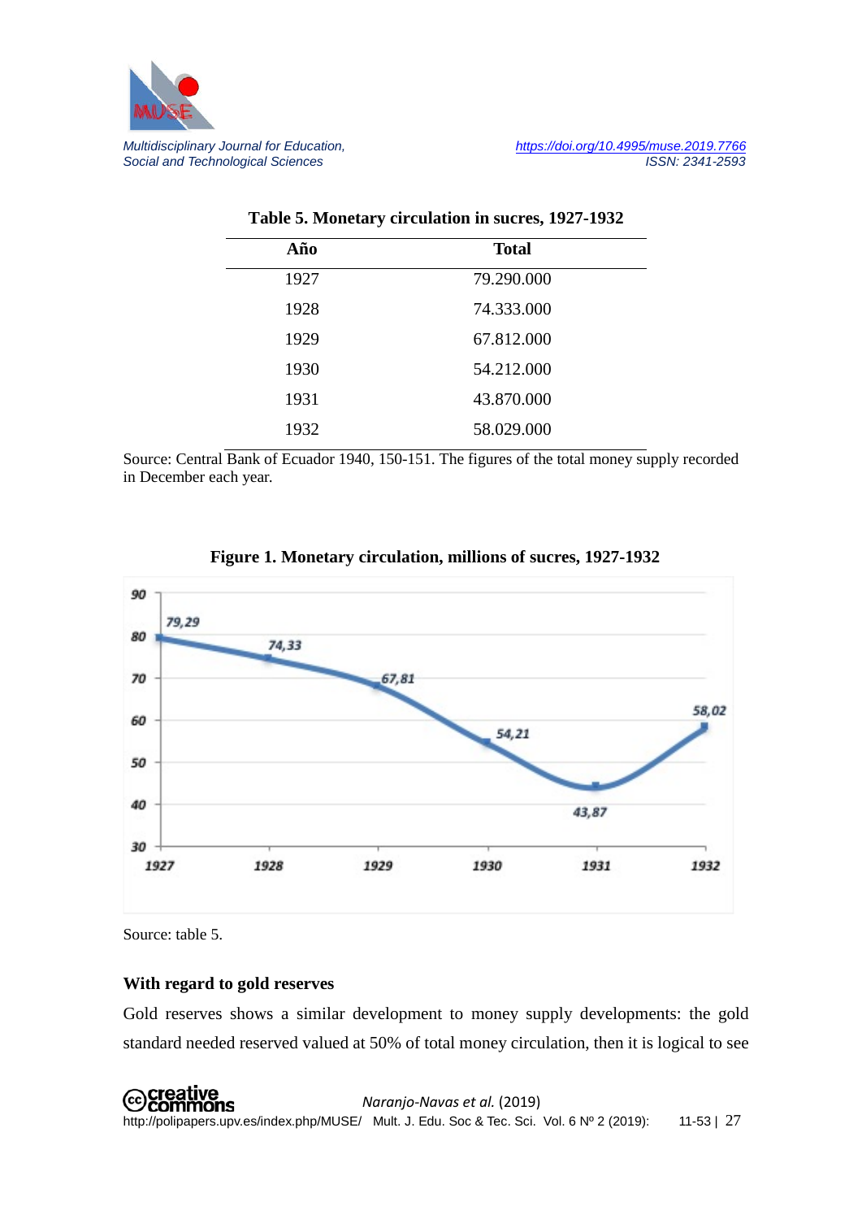Table 5. Monetary circulation in sucres, 1927-1932

| Año | Total |
|---|---|
| 1927 | 79.290.000 |
| 1928 | 74.333.000 |
| 1929 | 67.812.000 |
| 1930 | 54.212.000 |
| 1931 | 43.870.000 |
| 1932 | 58.029.000 |

Source: Central Bank of Ecuador 1940, 150-151. The figures of the total money supply recorded in December each year.

Figure 1. Monetary circulation, millions of sucres, 1927-1932

Source: table 5.

### With regard to gold reserves

Gold reserves shows a similar development to money supply developments: the gold standard needed reserved valued at 50% of total money circulation, then it is logical to see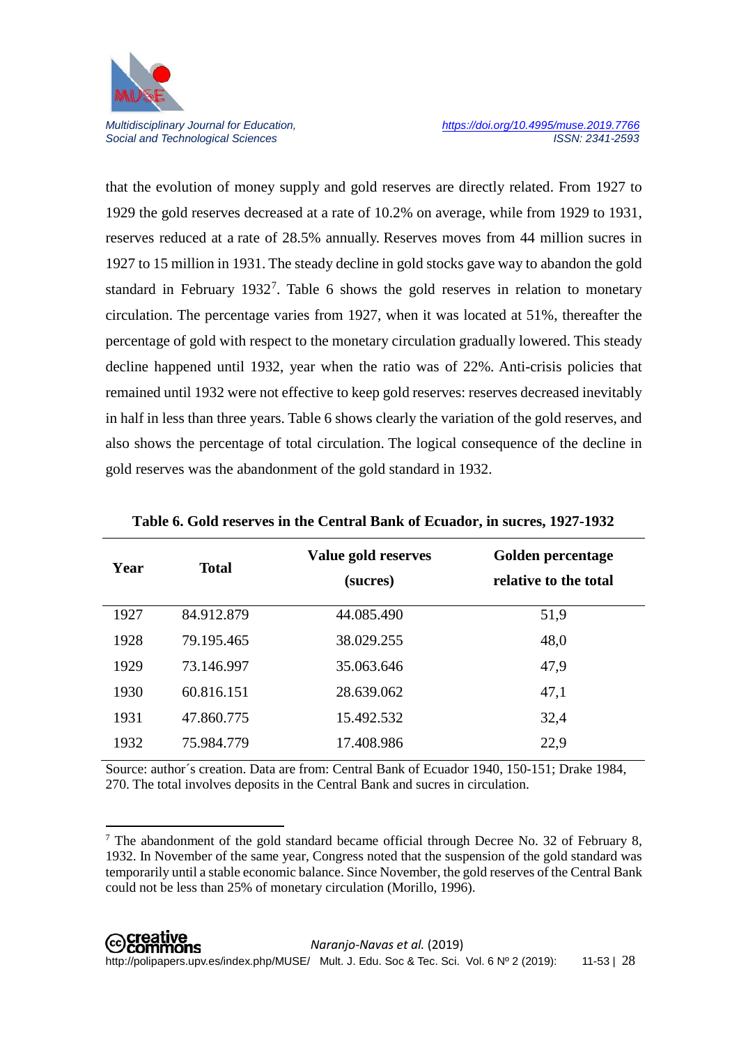that the evolution of money supply and gold reserves are directly related. From 1927 to 1929 the gold reserves decreased at a rate of 10.2% on average, while from 1929 to 1931, reserves reduced at a rate of 28.5% annually. Reserves moves from 44 million sucres in 1927 to 15 million in 1931. The steady decline in gold stocks gave way to abandon the gold standard in February 1932[7]. Table 6 shows the gold reserves in relation to monetary circulation. The percentage varies from 1927, when it was located at 51%, thereafter the percentage of gold with respect to the monetary circulation gradually lowered. This steady decline happened until 1932, year when the ratio was of 22%. Anti-crisis policies that remained until 1932 were not effective to keep gold reserves: reserves decreased inevitably in half in less than three years. Table 6 shows clearly the variation of the gold reserves, and also shows the percentage of total circulation. The logical consequence of the decline in gold reserves was the abandonment of the gold standard in 1932.

**Table 6. Gold reserves in the Central Bank of Ecuador, in sucres, 1927-1932**

| Year | Total | Value gold reserves (sucres) | Golden percentage relative to the total |
|---|---|---|---|
| 1927 | 84.912.879 | 44.085.490 | 51,9 |
| 1928 | 79.195.465 | 38.029.255 | 48,0 |
| 1929 | 73.146.997 | 35.063.646 | 47,9 |
| 1930 | 60.816.151 | 28.639.062 | 47,1 |
| 1931 | 47.860.775 | 15.492.532 | 32,4 |
| 1932 | 75.984.779 | 17.408.986 | 22,9 |

Source: author´s creation. Data are from: Central Bank of Ecuador 1940, 150-151; Drake 1984, 270. The total involves deposits in the Central Bank and sucres in circulation.

[7] The abandonment of the gold standard became official through Decree No. 32 of February 8, 1932. In November of the same year, Congress noted that the suspension of the gold standard was temporarily until a stable economic balance. Since November, the gold reserves of the Central Bank could not be less than 25% of monetary circulation (Morillo, 1996).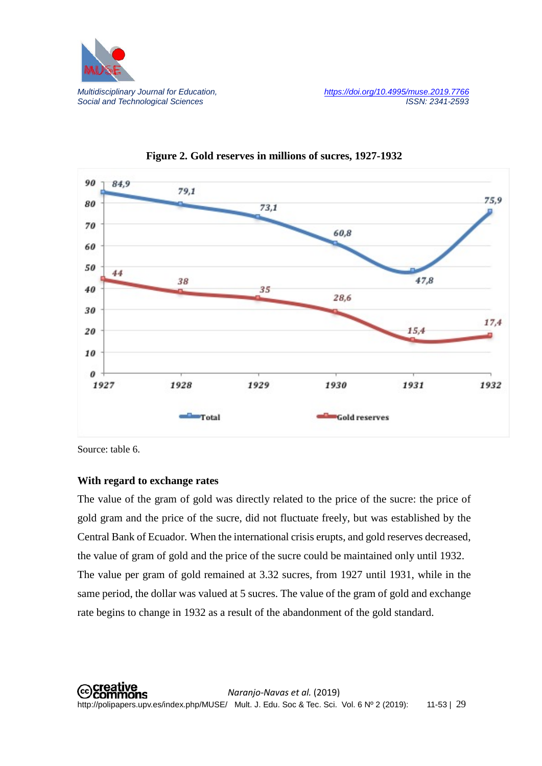**Figure 2. Gold reserves in millions of sucres, 1927-1932**

Source: table 6.

**With regard to exchange rates**

The value of the gram of gold was directly related to the price of the sucre: the price of gold gram and the price of the sucre, did not fluctuate freely, but was established by the Central Bank of Ecuador. When the international crisis erupts, and gold reserves decreased, the value of gram of gold and the price of the sucre could be maintained only until 1932. The value per gram of gold remained at 3.32 sucres, from 1927 until 1931, while in the same period, the dollar was valued at 5 sucres. The value of the gram of gold and exchange rate begins to change in 1932 as a result of the abandonment of the gold standard.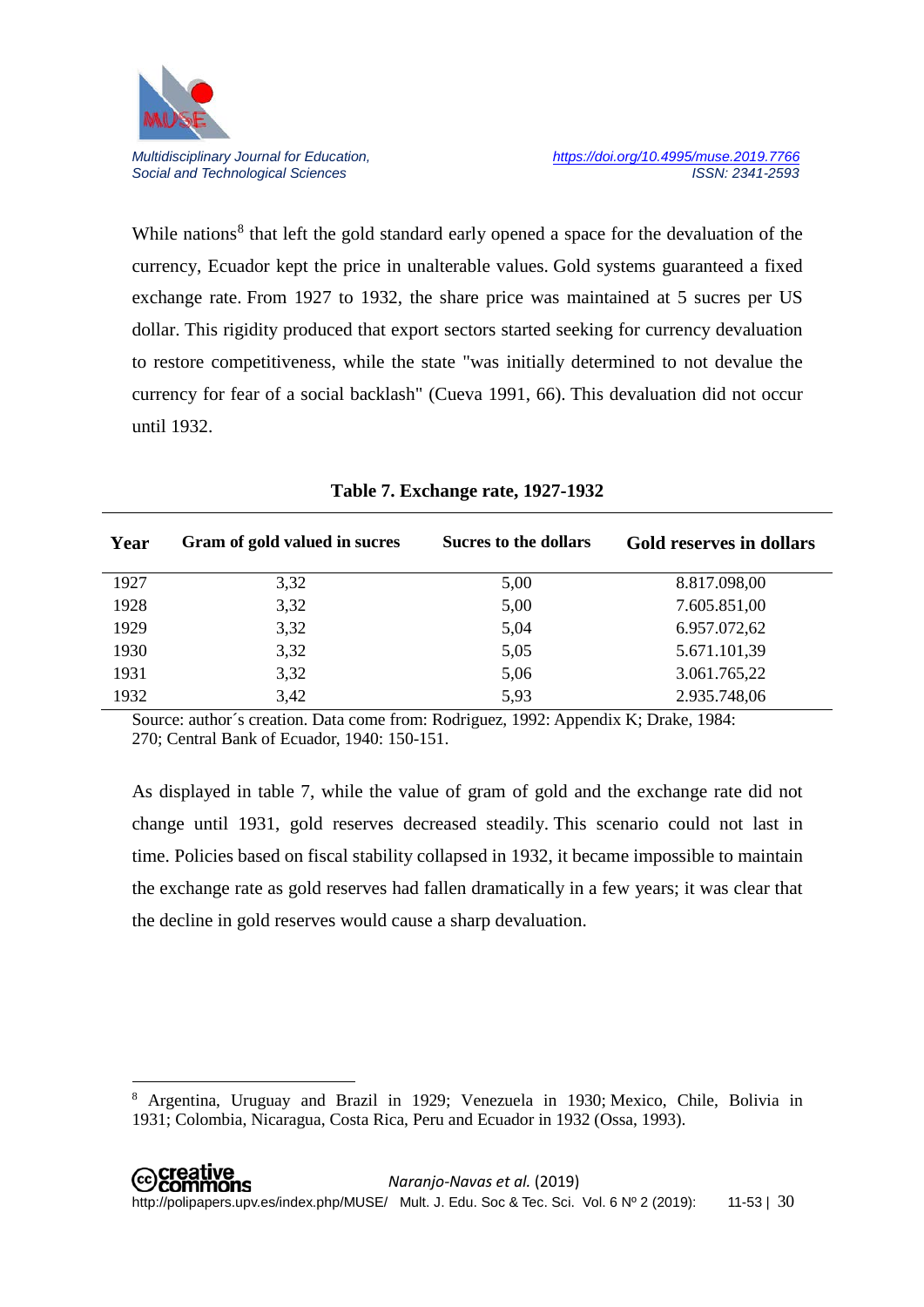While nations[8] that left the gold standard early opened a space for the devaluation of the currency, Ecuador kept the price in unalterable values. Gold systems guaranteed a fixed exchange rate. From 1927 to 1932, the share price was maintained at 5 sucres per US dollar. This rigidity produced that export sectors started seeking for currency devaluation to restore competitiveness, while the state "was initially determined to not devalue the currency for fear of a social backlash" (Cueva 1991, 66). This devaluation did not occur until 1932.

**Table 7. Exchange rate, 1927-1932**

| Year | Gram of gold valued in sucres | Sucres to the dollars | Gold reserves in dollars |
|---|---|---|---|
| 1927 | 3,32 | 5,00 | 8.817.098,00 |
| 1928 | 3,32 | 5,00 | 7.605.851,00 |
| 1929 | 3,32 | 5,04 | 6.957.072,62 |
| 1930 | 3,32 | 5,05 | 5.671.101,39 |
| 1931 | 3,32 | 5,06 | 3.061.765,22 |
| 1932 | 3,42 | 5,93 | 2.935.748,06 |

Source: author´s creation. Data come from: Rodriguez, 1992: Appendix K; Drake, 1984: 270; Central Bank of Ecuador, 1940: 150-151.

As displayed in table 7, while the value of gram of gold and the exchange rate did not change until 1931, gold reserves decreased steadily. This scenario could not last in time. Policies based on fiscal stability collapsed in 1932, it became impossible to maintain the exchange rate as gold reserves had fallen dramatically in a few years; it was clear that the decline in gold reserves would cause a sharp devaluation.

[8] Argentina, Uruguay and Brazil in 1929; Venezuela in 1930; Mexico, Chile, Bolivia in 1931; Colombia, Nicaragua, Costa Rica, Peru and Ecuador in 1932 (Ossa, 1993).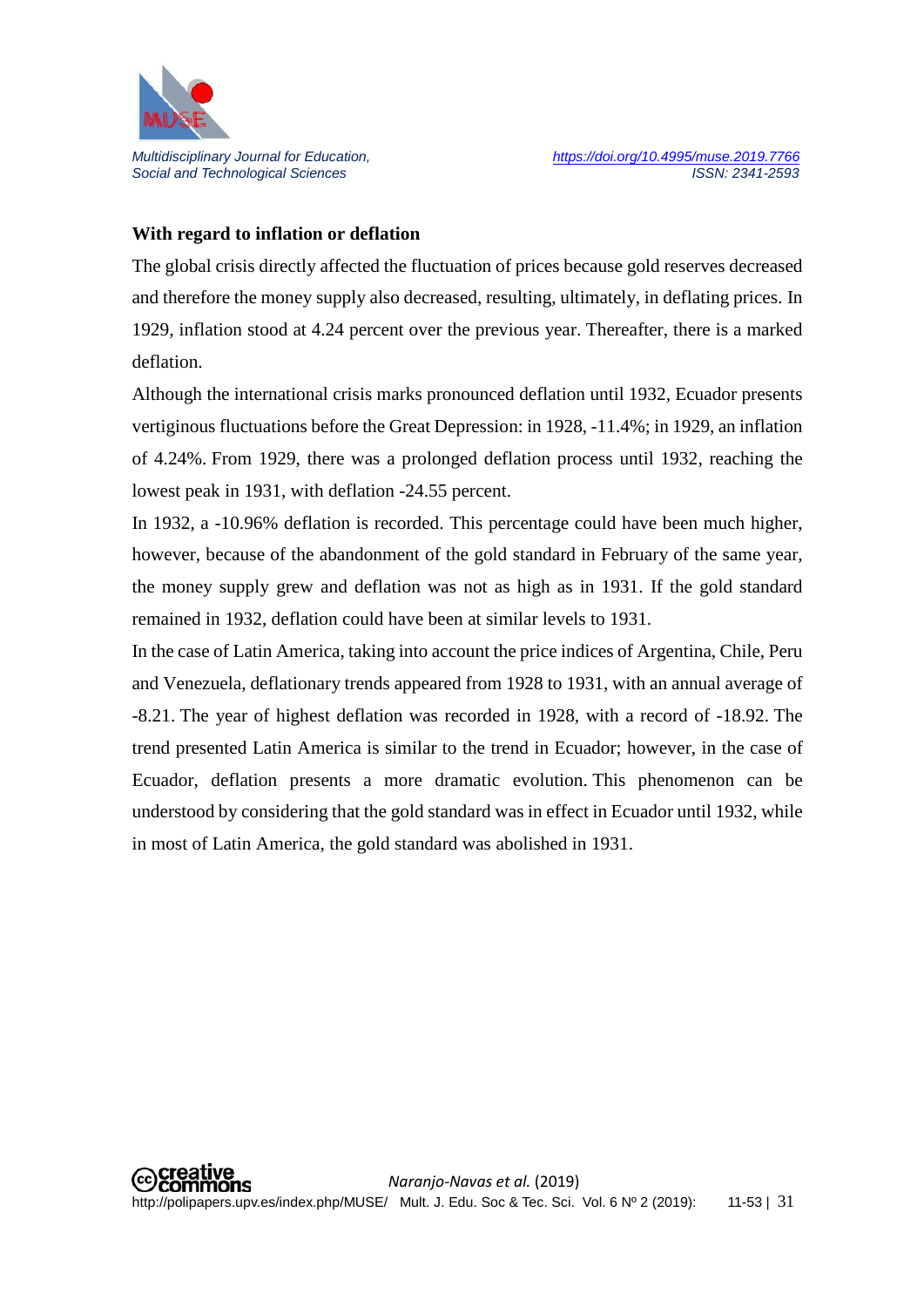**With regard to inflation or deflation**

The global crisis directly affected the fluctuation of prices because gold reserves decreased and therefore the money supply also decreased, resulting, ultimately, in deflating prices. In 1929, inflation stood at 4.24 percent over the previous year. Thereafter, there is a marked deflation.

Although the international crisis marks pronounced deflation until 1932, Ecuador presents vertiginous fluctuations before the Great Depression: in 1928, -11.4%; in 1929, an inflation of 4.24%. From 1929, there was a prolonged deflation process until 1932, reaching the lowest peak in 1931, with deflation -24.55 percent.

In 1932, a -10.96% deflation is recorded. This percentage could have been much higher, however, because of the abandonment of the gold standard in February of the same year, the money supply grew and deflation was not as high as in 1931. If the gold standard remained in 1932, deflation could have been at similar levels to 1931.

In the case of Latin America, taking into account the price indices of Argentina, Chile, Peru and Venezuela, deflationary trends appeared from 1928 to 1931, with an annual average of -8.21. The year of highest deflation was recorded in 1928, with a record of -18.92. The trend presented Latin America is similar to the trend in Ecuador; however, in the case of Ecuador, deflation presents a more dramatic evolution. This phenomenon can be understood by considering that the gold standard was in effect in Ecuador until 1932, while in most of Latin America, the gold standard was abolished in 1931.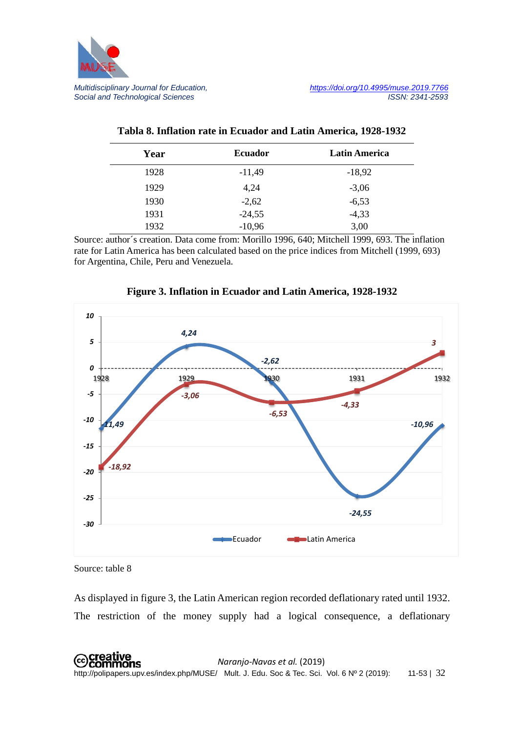**Tabla 8. Inflation rate in Ecuador and Latin America, 1928-1932**

| Year | Ecuador | Latin America |
|---|---|---|
| 1928 | -11,49 | -18,92 |
| 1929 | 4,24 | -3,06 |
| 1930 | -2,62 | -6,53 |
| 1931 | -24,55 | -4,33 |
| 1932 | -10,96 | 3,00 |

Source: author´s creation. Data come from: Morillo 1996, 640; Mitchell 1999, 693. The inflation rate for Latin America has been calculated based on the price indices from Mitchell (1999, 693) for Argentina, Chile, Peru and Venezuela.

**Figure 3. Inflation in Ecuador and Latin America, 1928-1932**

Source: table 8

As displayed in figure 3, the Latin American region recorded deflationary rated until 1932. The restriction of the money supply had a logical consequence, a deflationary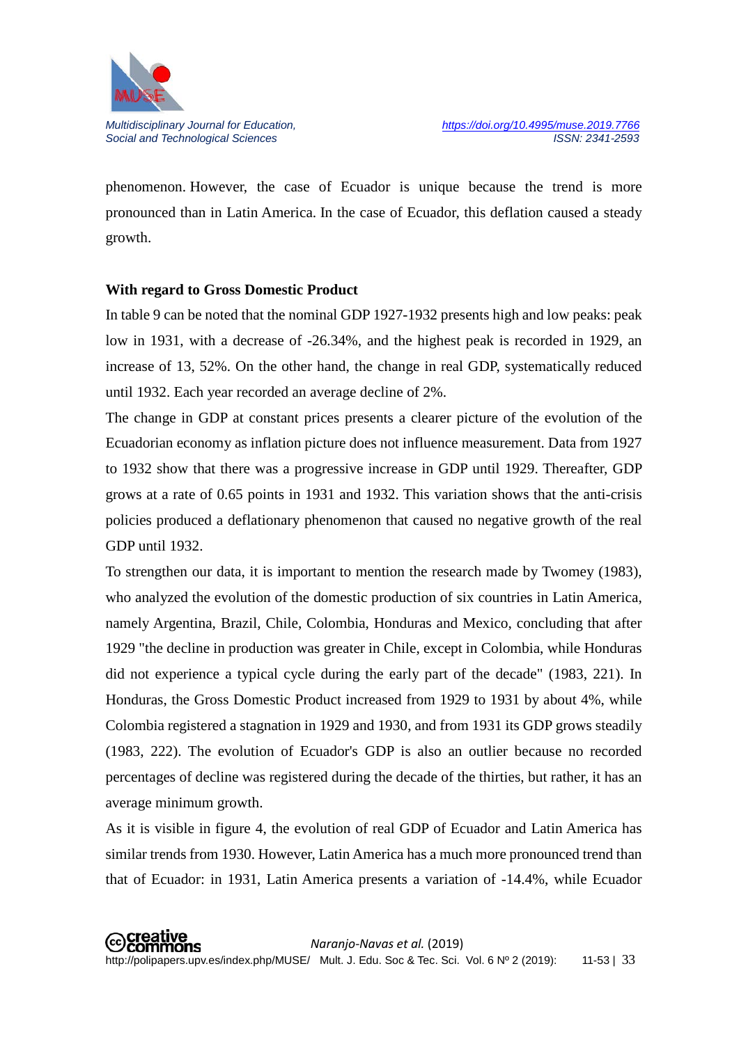phenomenon. However, the case of Ecuador is unique because the trend is more pronounced than in Latin America. In the case of Ecuador, this deflation caused a steady growth.

**With regard to Gross Domestic Product**

In table 9 can be noted that the nominal GDP 1927-1932 presents high and low peaks: peak low in 1931, with a decrease of -26.34%, and the highest peak is recorded in 1929, an increase of 13, 52%. On the other hand, the change in real GDP, systematically reduced until 1932. Each year recorded an average decline of 2%.

The change in GDP at constant prices presents a clearer picture of the evolution of the Ecuadorian economy as inflation picture does not influence measurement. Data from 1927 to 1932 show that there was a progressive increase in GDP until 1929. Thereafter, GDP grows at a rate of 0.65 points in 1931 and 1932. This variation shows that the anti-crisis policies produced a deflationary phenomenon that caused no negative growth of the real GDP until 1932.

To strengthen our data, it is important to mention the research made by Twomey (1983), who analyzed the evolution of the domestic production of six countries in Latin America, namely Argentina, Brazil, Chile, Colombia, Honduras and Mexico, concluding that after 1929 "the decline in production was greater in Chile, except in Colombia, while Honduras did not experience a typical cycle during the early part of the decade" (1983, 221). In Honduras, the Gross Domestic Product increased from 1929 to 1931 by about 4%, while Colombia registered a stagnation in 1929 and 1930, and from 1931 its GDP grows steadily (1983, 222). The evolution of Ecuador's GDP is also an outlier because no recorded percentages of decline was registered during the decade of the thirties, but rather, it has an average minimum growth.

As it is visible in figure 4, the evolution of real GDP of Ecuador and Latin America has similar trends from 1930. However, Latin America has a much more pronounced trend than that of Ecuador: in 1931, Latin America presents a variation of -14.4%, while Ecuador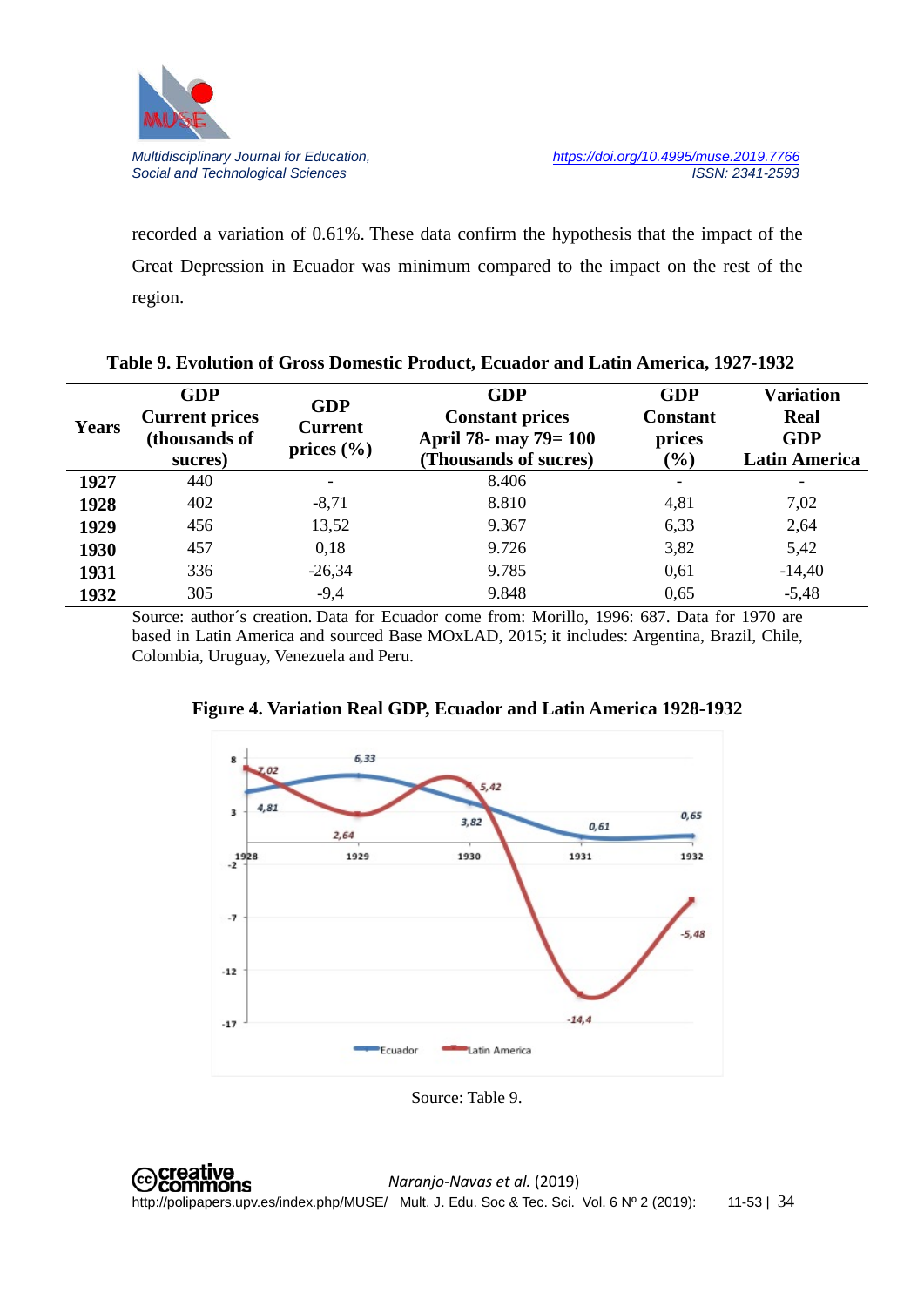recorded a variation of 0.61%. These data confirm the hypothesis that the impact of the Great Depression in Ecuador was minimum compared to the impact on the rest of the region.

**Table 9. Evolution of Gross Domestic Product, Ecuador and Latin America, 1927-1932**

| Years | GDP Current prices (thousands of sucres) | GDP Current prices (%) | GDP Constant prices April 78- may 79= 100 (Thousands of sucres) | GDP Constant prices (%) | Variation Real GDP Latin America |
|---|---|---|---|---|---|
| **1927** | 440 | - | 8.406 | - | - |
| **1928** | 402 | -8,71 | 8.810 | 4,81 | 7,02 |
| **1929** | 456 | 13,52 | 9.367 | 6,33 | 2,64 |
| **1930** | 457 | 0,18 | 9.726 | 3,82 | 5,42 |
| **1931** | 336 | -26,34 | 9.785 | 0,61 | -14,40 |
| **1932** | 305 | -9,4 | 9.848 | 0,65 | -5,48 |

Source: author´s creation. Data for Ecuador come from: Morillo, 1996: 687. Data for 1970 are based in Latin America and sourced Base MOxLAD, 2015; it includes: Argentina, Brazil, Chile, Colombia, Uruguay, Venezuela and Peru.

**Figure 4. Variation Real GDP, Ecuador and Latin America 1928-1932**

Source: Table 9.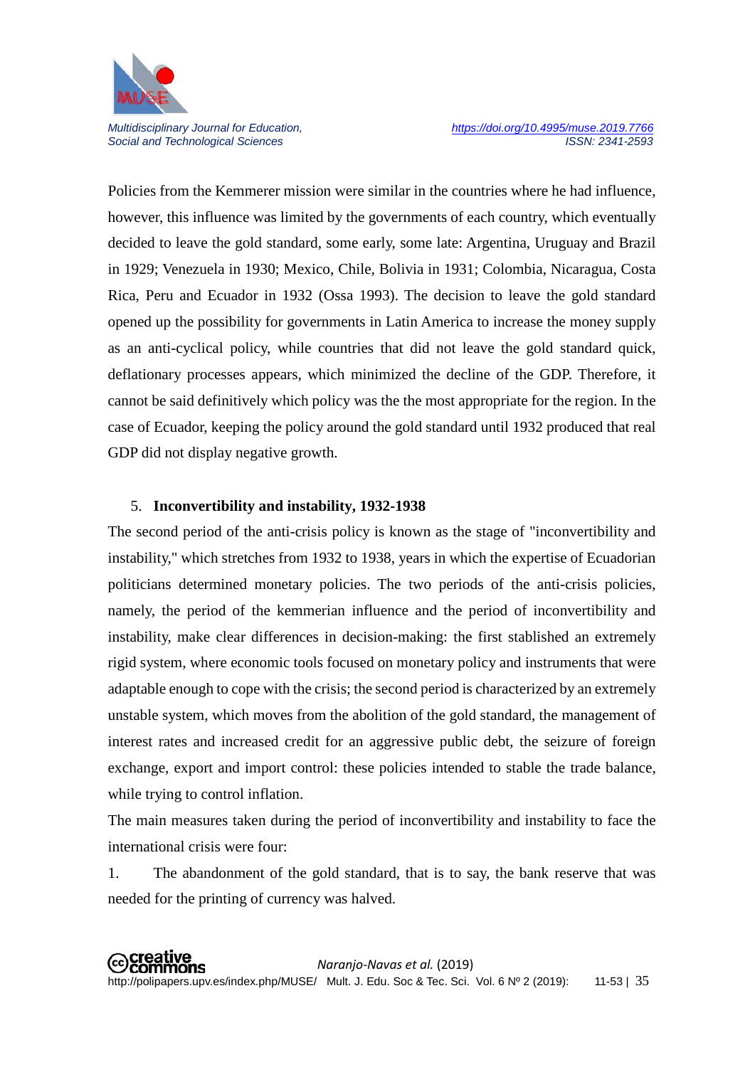Policies from the Kemmerer mission were similar in the countries where he had influence, however, this influence was limited by the governments of each country, which eventually decided to leave the gold standard, some early, some late: Argentina, Uruguay and Brazil in 1929; Venezuela in 1930; Mexico, Chile, Bolivia in 1931; Colombia, Nicaragua, Costa Rica, Peru and Ecuador in 1932 (Ossa 1993). The decision to leave the gold standard opened up the possibility for governments in Latin America to increase the money supply as an anti-cyclical policy, while countries that did not leave the gold standard quick, deflationary processes appears, which minimized the decline of the GDP. Therefore, it cannot be said definitively which policy was the the most appropriate for the region. In the case of Ecuador, keeping the policy around the gold standard until 1932 produced that real GDP did not display negative growth.

## 5. **Inconvertibility and instability, 1932-1938**

The second period of the anti-crisis policy is known as the stage of "inconvertibility and instability," which stretches from 1932 to 1938, years in which the expertise of Ecuadorian politicians determined monetary policies. The two periods of the anti-crisis policies, namely, the period of the kemmerian influence and the period of inconvertibility and instability, make clear differences in decision-making: the first stablished an extremely rigid system, where economic tools focused on monetary policy and instruments that were adaptable enough to cope with the crisis; the second period is characterized by an extremely unstable system, which moves from the abolition of the gold standard, the management of interest rates and increased credit for an aggressive public debt, the seizure of foreign exchange, export and import control: these policies intended to stable the trade balance, while trying to control inflation.

The main measures taken during the period of inconvertibility and instability to face the international crisis were four:

1. The abandonment of the gold standard, that is to say, the bank reserve that was needed for the printing of currency was halved.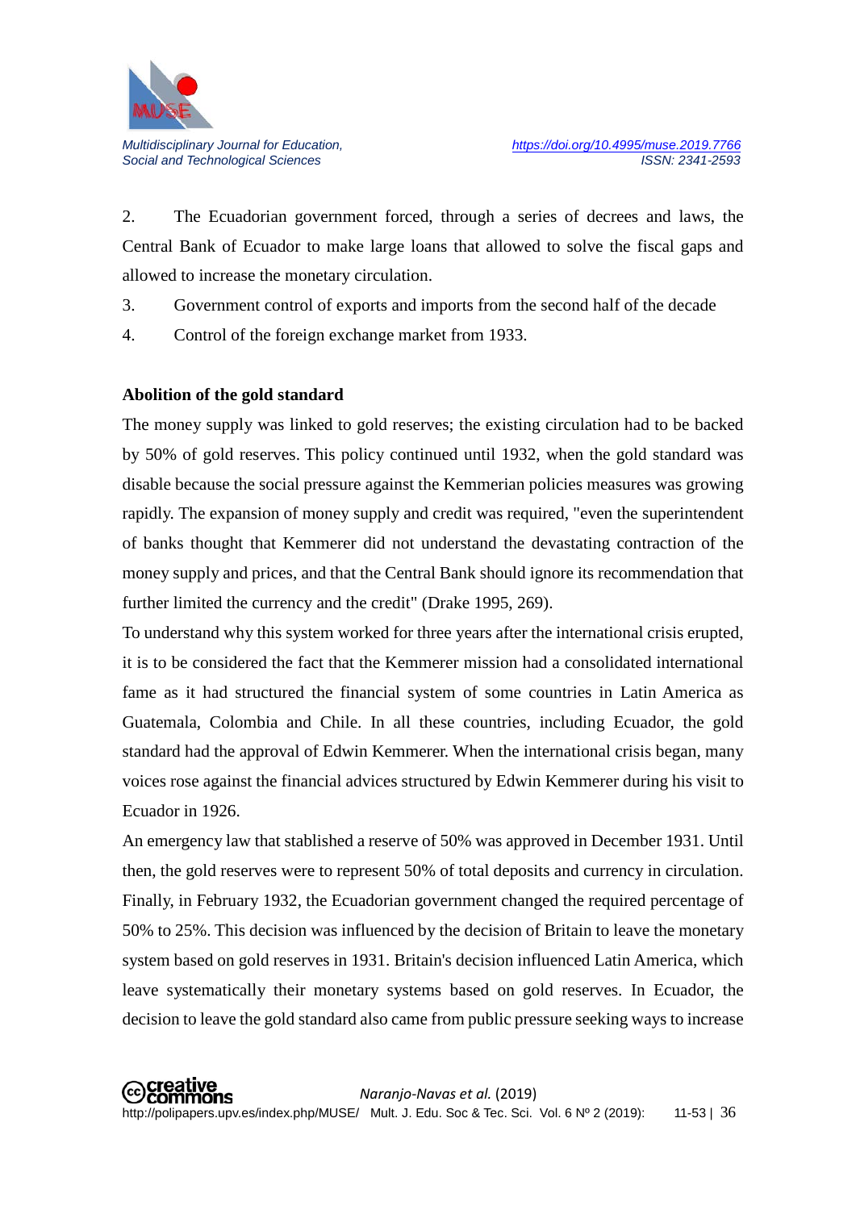2. The Ecuadorian government forced, through a series of decrees and laws, the Central Bank of Ecuador to make large loans that allowed to solve the fiscal gaps and allowed to increase the monetary circulation.
3. Government control of exports and imports from the second half of the decade
4. Control of the foreign exchange market from 1933.

**Abolition of the gold standard**

The money supply was linked to gold reserves; the existing circulation had to be backed by 50% of gold reserves. This policy continued until 1932, when the gold standard was disable because the social pressure against the Kemmerian policies measures was growing rapidly. The expansion of money supply and credit was required, "even the superintendent of banks thought that Kemmerer did not understand the devastating contraction of the money supply and prices, and that the Central Bank should ignore its recommendation that further limited the currency and the credit" (Drake 1995, 269).

To understand why this system worked for three years after the international crisis erupted, it is to be considered the fact that the Kemmerer mission had a consolidated international fame as it had structured the financial system of some countries in Latin America as Guatemala, Colombia and Chile. In all these countries, including Ecuador, the gold standard had the approval of Edwin Kemmerer. When the international crisis began, many voices rose against the financial advices structured by Edwin Kemmerer during his visit to Ecuador in 1926.

An emergency law that stablished a reserve of 50% was approved in December 1931. Until then, the gold reserves were to represent 50% of total deposits and currency in circulation. Finally, in February 1932, the Ecuadorian government changed the required percentage of 50% to 25%. This decision was influenced by the decision of Britain to leave the monetary system based on gold reserves in 1931. Britain's decision influenced Latin America, which leave systematically their monetary systems based on gold reserves. In Ecuador, the decision to leave the gold standard also came from public pressure seeking ways to increase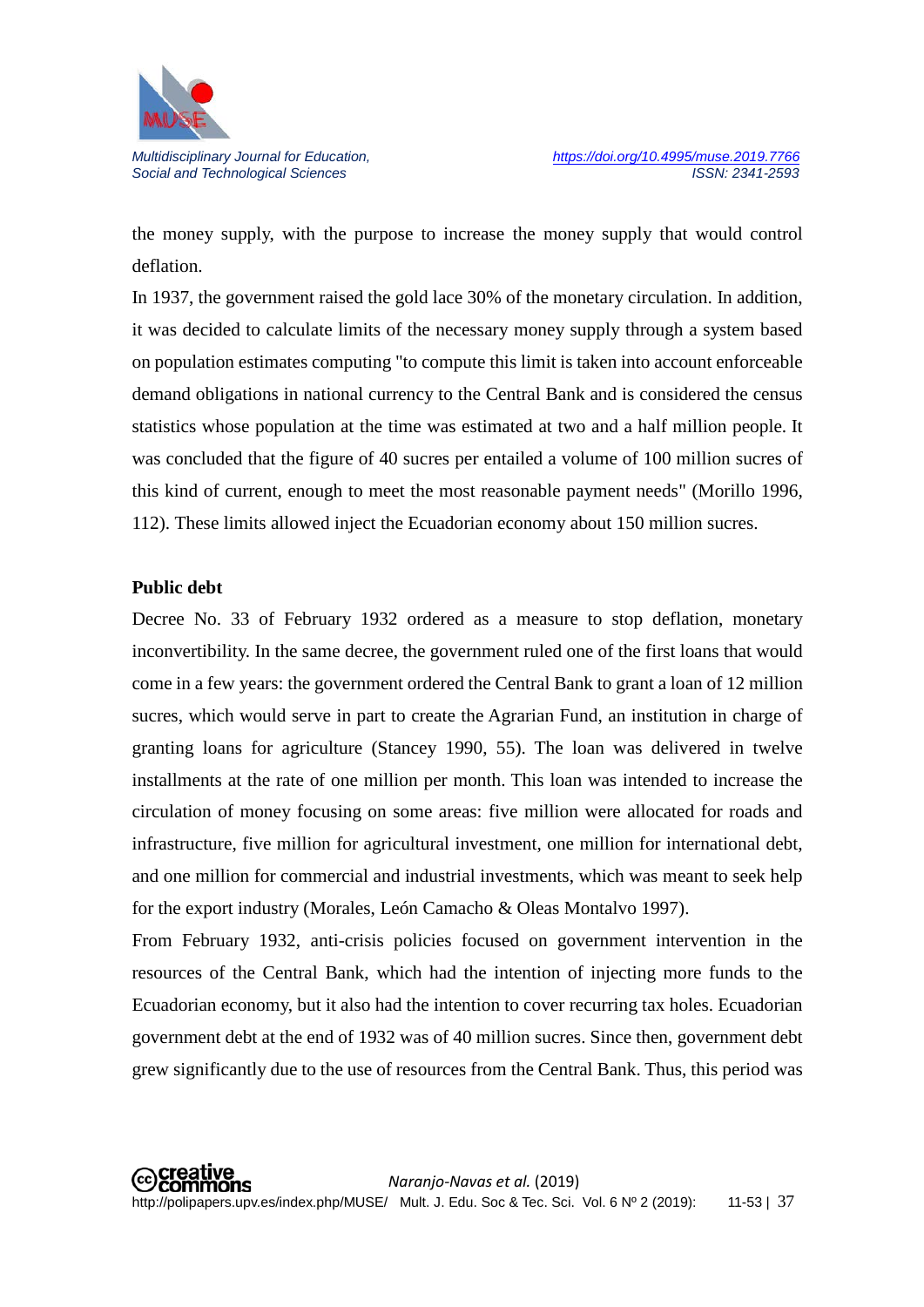the money supply, with the purpose to increase the money supply that would control deflation.

In 1937, the government raised the gold lace 30% of the monetary circulation. In addition, it was decided to calculate limits of the necessary money supply through a system based on population estimates computing "to compute this limit is taken into account enforceable demand obligations in national currency to the Central Bank and is considered the census statistics whose population at the time was estimated at two and a half million people. It was concluded that the figure of 40 sucres per entailed a volume of 100 million sucres of this kind of current, enough to meet the most reasonable payment needs" (Morillo 1996, 112). These limits allowed inject the Ecuadorian economy about 150 million sucres.

**Public debt**

Decree No. 33 of February 1932 ordered as a measure to stop deflation, monetary inconvertibility. In the same decree, the government ruled one of the first loans that would come in a few years: the government ordered the Central Bank to grant a loan of 12 million sucres, which would serve in part to create the Agrarian Fund, an institution in charge of granting loans for agriculture (Stancey 1990, 55). The loan was delivered in twelve installments at the rate of one million per month. This loan was intended to increase the circulation of money focusing on some areas: five million were allocated for roads and infrastructure, five million for agricultural investment, one million for international debt, and one million for commercial and industrial investments, which was meant to seek help for the export industry (Morales, León Camacho & Oleas Montalvo 1997).

From February 1932, anti-crisis policies focused on government intervention in the resources of the Central Bank, which had the intention of injecting more funds to the Ecuadorian economy, but it also had the intention to cover recurring tax holes. Ecuadorian government debt at the end of 1932 was of 40 million sucres. Since then, government debt grew significantly due to the use of resources from the Central Bank. Thus, this period was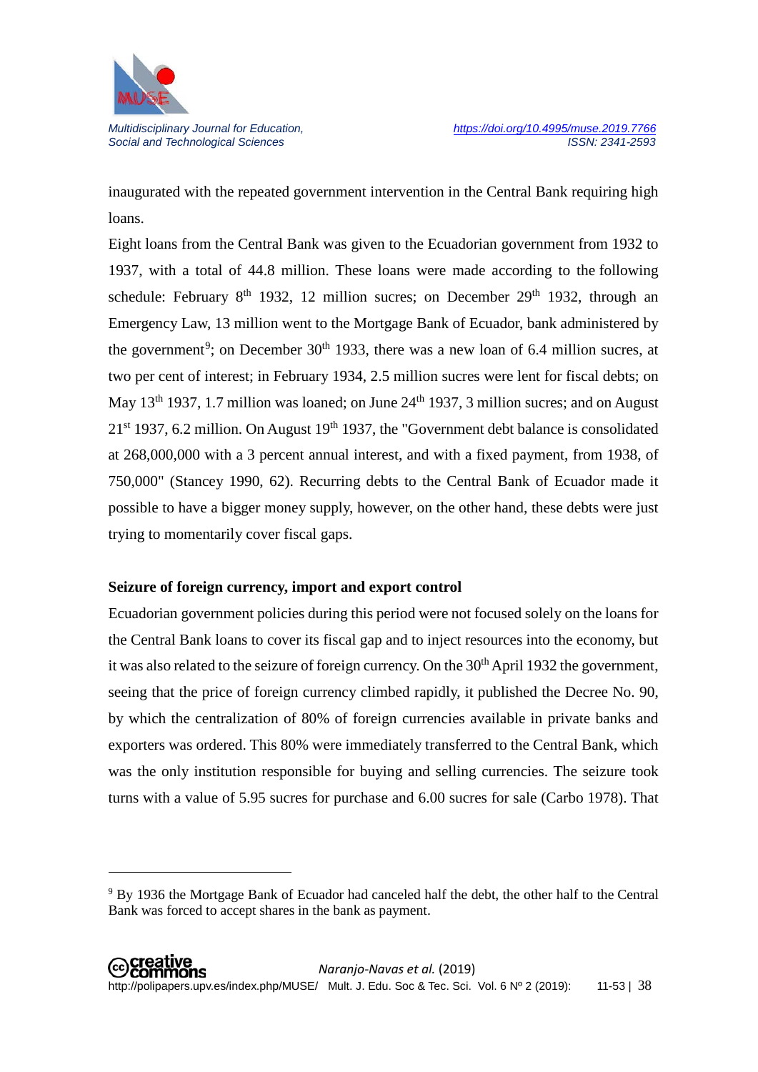inaugurated with the repeated government intervention in the Central Bank requiring high loans.

Eight loans from the Central Bank was given to the Ecuadorian government from 1932 to 1937, with a total of 44.8 million. These loans were made according to the following schedule: February 8th 1932, 12 million sucres; on December 29th 1932, through an Emergency Law, 13 million went to the Mortgage Bank of Ecuador, bank administered by the government[9]; on December 30th 1933, there was a new loan of 6.4 million sucres, at two per cent of interest; in February 1934, 2.5 million sucres were lent for fiscal debts; on May 13th 1937, 1.7 million was loaned; on June 24th 1937, 3 million sucres; and on August 21st 1937, 6.2 million. On August 19th 1937, the "Government debt balance is consolidated at 268,000,000 with a 3 percent annual interest, and with a fixed payment, from 1938, of 750,000" (Stancey 1990, 62). Recurring debts to the Central Bank of Ecuador made it possible to have a bigger money supply, however, on the other hand, these debts were just trying to momentarily cover fiscal gaps.

**Seizure of foreign currency, import and export control**

Ecuadorian government policies during this period were not focused solely on the loans for the Central Bank loans to cover its fiscal gap and to inject resources into the economy, but it was also related to the seizure of foreign currency. On the 30th April 1932 the government, seeing that the price of foreign currency climbed rapidly, it published the Decree No. 90, by which the centralization of 80% of foreign currencies available in private banks and exporters was ordered. This 80% were immediately transferred to the Central Bank, which was the only institution responsible for buying and selling currencies. The seizure took turns with a value of 5.95 sucres for purchase and 6.00 sucres for sale (Carbo 1978). That

[9] By 1936 the Mortgage Bank of Ecuador had canceled half the debt, the other half to the Central Bank was forced to accept shares in the bank as payment.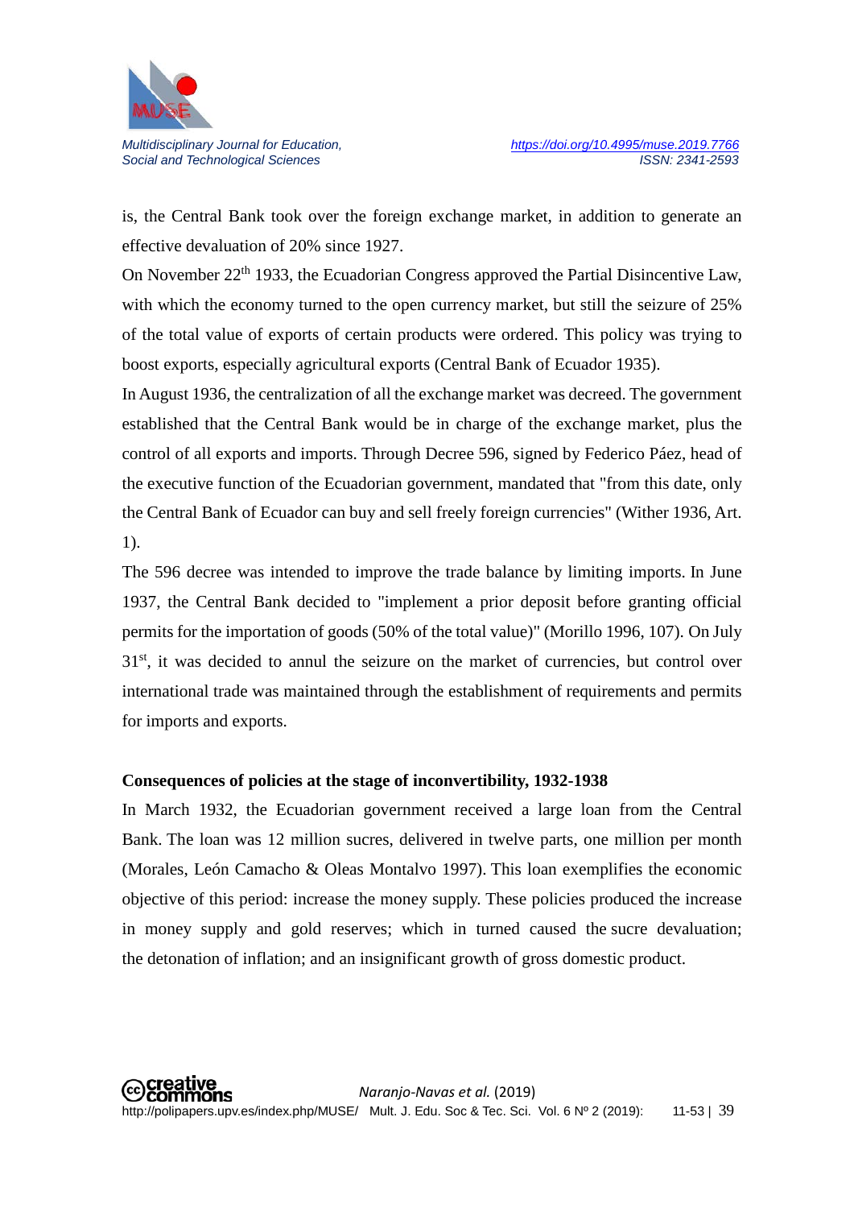is, the Central Bank took over the foreign exchange market, in addition to generate an effective devaluation of 20% since 1927.

On November 22th 1933, the Ecuadorian Congress approved the Partial Disincentive Law, with which the economy turned to the open currency market, but still the seizure of 25% of the total value of exports of certain products were ordered. This policy was trying to boost exports, especially agricultural exports (Central Bank of Ecuador 1935).

In August 1936, the centralization of all the exchange market was decreed. The government established that the Central Bank would be in charge of the exchange market, plus the control of all exports and imports. Through Decree 596, signed by Federico Páez, head of the executive function of the Ecuadorian government, mandated that "from this date, only the Central Bank of Ecuador can buy and sell freely foreign currencies" (Wither 1936, Art. 1).

The 596 decree was intended to improve the trade balance by limiting imports. In June 1937, the Central Bank decided to "implement a prior deposit before granting official permits for the importation of goods (50% of the total value)" (Morillo 1996, 107). On July 31st, it was decided to annul the seizure on the market of currencies, but control over international trade was maintained through the establishment of requirements and permits for imports and exports.

**Consequences of policies at the stage of inconvertibility, 1932-1938**

In March 1932, the Ecuadorian government received a large loan from the Central Bank. The loan was 12 million sucres, delivered in twelve parts, one million per month (Morales, León Camacho & Oleas Montalvo 1997). This loan exemplifies the economic objective of this period: increase the money supply. These policies produced the increase in money supply and gold reserves; which in turned caused the sucre devaluation; the detonation of inflation; and an insignificant growth of gross domestic product.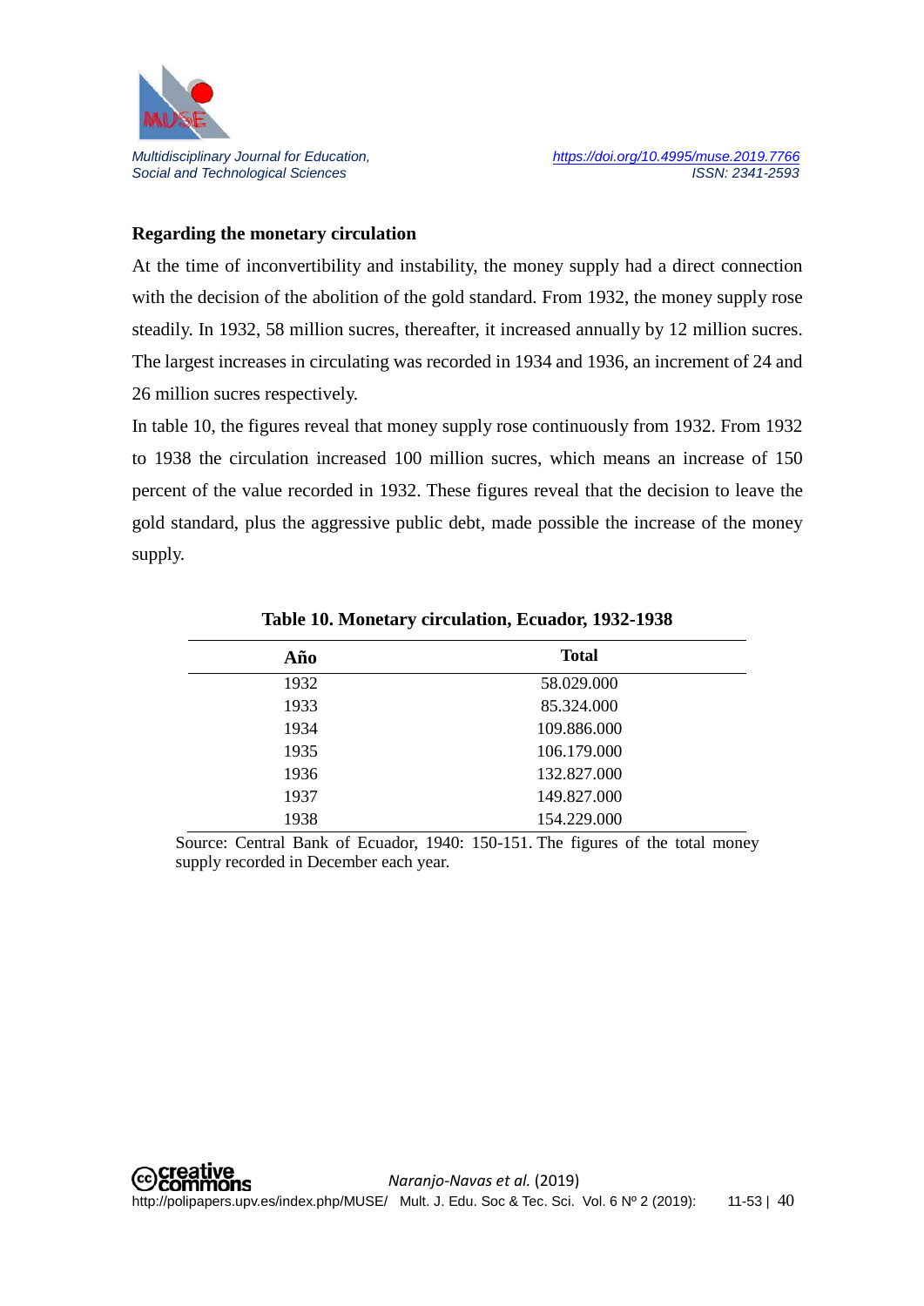**Regarding the monetary circulation**

At the time of inconvertibility and instability, the money supply had a direct connection with the decision of the abolition of the gold standard. From 1932, the money supply rose steadily. In 1932, 58 million sucres, thereafter, it increased annually by 12 million sucres. The largest increases in circulating was recorded in 1934 and 1936, an increment of 24 and 26 million sucres respectively.

In table 10, the figures reveal that money supply rose continuously from 1932. From 1932 to 1938 the circulation increased 100 million sucres, which means an increase of 150 percent of the value recorded in 1932. These figures reveal that the decision to leave the gold standard, plus the aggressive public debt, made possible the increase of the money supply.

**Table 10. Monetary circulation, Ecuador, 1932-1938**

| Año | Total |
|---|---|
| 1932 | 58.029.000 |
| 1933 | 85.324.000 |
| 1934 | 109.886.000 |
| 1935 | 106.179.000 |
| 1936 | 132.827.000 |
| 1937 | 149.827.000 |
| 1938 | 154.229.000 |

Source: Central Bank of Ecuador, 1940: 150-151. The figures of the total money supply recorded in December each year.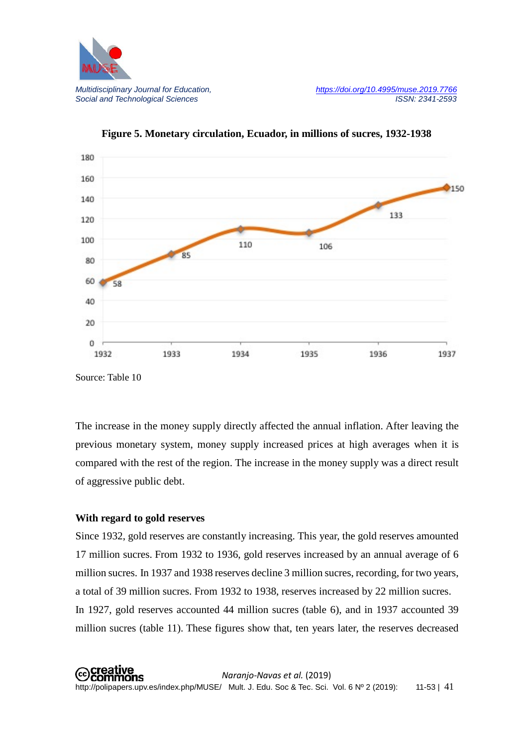**Figure 5. Monetary circulation, Ecuador, in millions of sucres, 1932-1938**

Source: Table 10

The increase in the money supply directly affected the annual inflation. After leaving the previous monetary system, money supply increased prices at high averages when it is compared with the rest of the region. The increase in the money supply was a direct result of aggressive public debt.

**With regard to gold reserves**

Since 1932, gold reserves are constantly increasing. This year, the gold reserves amounted 17 million sucres. From 1932 to 1936, gold reserves increased by an annual average of 6 million sucres. In 1937 and 1938 reserves decline 3 million sucres, recording, for two years, a total of 39 million sucres. From 1932 to 1938, reserves increased by 22 million sucres.

In 1927, gold reserves accounted 44 million sucres (table 6), and in 1937 accounted 39 million sucres (table 11). These figures show that, ten years later, the reserves decreased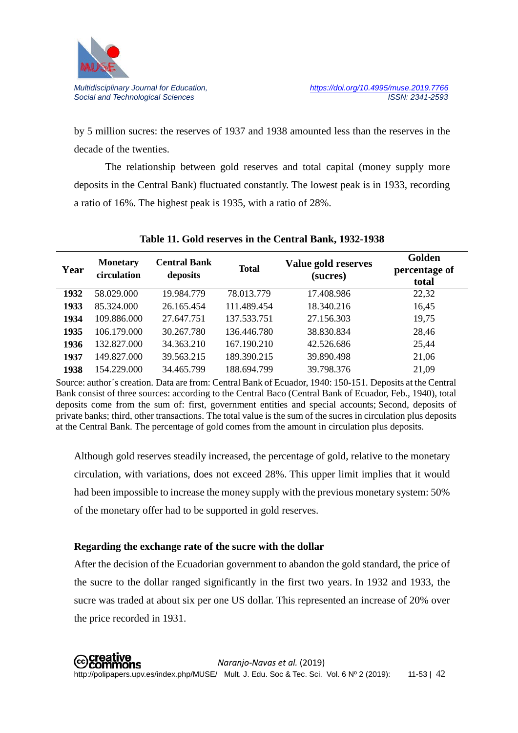by 5 million sucres: the reserves of 1937 and 1938 amounted less than the reserves in the decade of the twenties.

The relationship between gold reserves and total capital (money supply more deposits in the Central Bank) fluctuated constantly. The lowest peak is in 1933, recording a ratio of 16%. The highest peak is 1935, with a ratio of 28%.

**Table 11. Gold reserves in the Central Bank, 1932-1938**

| Year | Monetary circulation | Central Bank deposits | Total | Value gold reserves (sucres) | Golden percentage of total |
|---|---|---|---|---|---|
| **1932** | 58.029.000 | 19.984.779 | 78.013.779 | 17.408.986 | 22,32 |
| **1933** | 85.324.000 | 26.165.454 | 111.489.454 | 18.340.216 | 16,45 |
| **1934** | 109.886.000 | 27.647.751 | 137.533.751 | 27.156.303 | 19,75 |
| **1935** | 106.179.000 | 30.267.780 | 136.446.780 | 38.830.834 | 28,46 |
| **1936** | 132.827.000 | 34.363.210 | 167.190.210 | 42.526.686 | 25,44 |
| **1937** | 149.827.000 | 39.563.215 | 189.390.215 | 39.890.498 | 21,06 |
| **1938** | 154.229.000 | 34.465.799 | 188.694.799 | 39.798.376 | 21,09 |

Source: author´s creation. Data are from: Central Bank of Ecuador, 1940: 150-151. Deposits at the Central Bank consist of three sources: according to the Central Baco (Central Bank of Ecuador, Feb., 1940), total deposits come from the sum of: first, government entities and special accounts; Second, deposits of private banks; third, other transactions. The total value is the sum of the sucres in circulation plus deposits at the Central Bank. The percentage of gold comes from the amount in circulation plus deposits.

Although gold reserves steadily increased, the percentage of gold, relative to the monetary circulation, with variations, does not exceed 28%. This upper limit implies that it would had been impossible to increase the money supply with the previous monetary system: 50% of the monetary offer had to be supported in gold reserves.

### Regarding the exchange rate of the sucre with the dollar

After the decision of the Ecuadorian government to abandon the gold standard, the price of the sucre to the dollar ranged significantly in the first two years. In 1932 and 1933, the sucre was traded at about six per one US dollar. This represented an increase of 20% over the price recorded in 1931.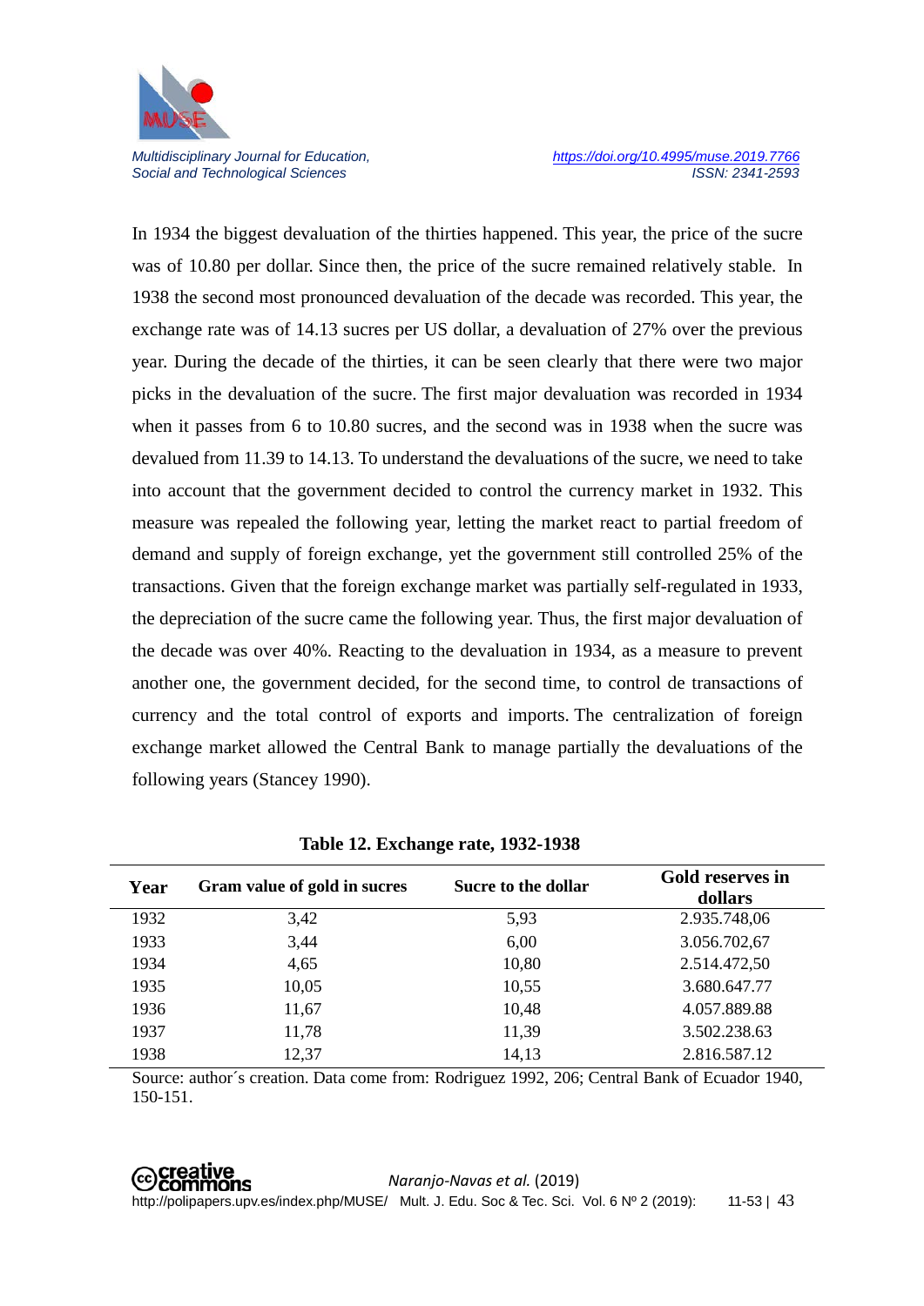In 1934 the biggest devaluation of the thirties happened. This year, the price of the sucre was of 10.80 per dollar. Since then, the price of the sucre remained relatively stable. In 1938 the second most pronounced devaluation of the decade was recorded. This year, the exchange rate was of 14.13 sucres per US dollar, a devaluation of 27% over the previous year. During the decade of the thirties, it can be seen clearly that there were two major picks in the devaluation of the sucre. The first major devaluation was recorded in 1934 when it passes from 6 to 10.80 sucres, and the second was in 1938 when the sucre was devalued from 11.39 to 14.13. To understand the devaluations of the sucre, we need to take into account that the government decided to control the currency market in 1932. This measure was repealed the following year, letting the market react to partial freedom of demand and supply of foreign exchange, yet the government still controlled 25% of the transactions. Given that the foreign exchange market was partially self-regulated in 1933, the depreciation of the sucre came the following year. Thus, the first major devaluation of the decade was over 40%. Reacting to the devaluation in 1934, as a measure to prevent another one, the government decided, for the second time, to control de transactions of currency and the total control of exports and imports. The centralization of foreign exchange market allowed the Central Bank to manage partially the devaluations of the following years (Stancey 1990).

**Table 12. Exchange rate, 1932-1938**

| Year | Gram value of gold in sucres | Sucre to the dollar | Gold reserves in dollars |
|---|---|---|---|
| 1932 | 3,42 | 5,93 | 2.935.748,06 |
| 1933 | 3,44 | 6,00 | 3.056.702,67 |
| 1934 | 4,65 | 10,80 | 2.514.472,50 |
| 1935 | 10,05 | 10,55 | 3.680.647.77 |
| 1936 | 11,67 | 10,48 | 4.057.889.88 |
| 1937 | 11,78 | 11,39 | 3.502.238.63 |
| 1938 | 12,37 | 14,13 | 2.816.587.12 |

Source: author´s creation. Data come from: Rodriguez 1992, 206; Central Bank of Ecuador 1940, 150-151.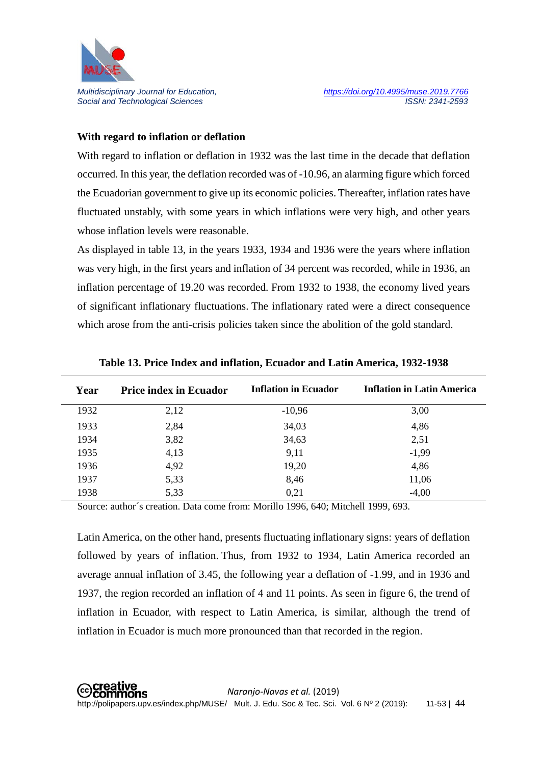**With regard to inflation or deflation**

With regard to inflation or deflation in 1932 was the last time in the decade that deflation occurred. In this year, the deflation recorded was of -10.96, an alarming figure which forced the Ecuadorian government to give up its economic policies. Thereafter, inflation rates have fluctuated unstably, with some years in which inflations were very high, and other years whose inflation levels were reasonable.

As displayed in table 13, in the years 1933, 1934 and 1936 were the years where inflation was very high, in the first years and inflation of 34 percent was recorded, while in 1936, an inflation percentage of 19.20 was recorded. From 1932 to 1938, the economy lived years of significant inflationary fluctuations. The inflationary rated were a direct consequence which arose from the anti-crisis policies taken since the abolition of the gold standard.

**Table 13. Price Index and inflation, Ecuador and Latin America, 1932-1938**

| Year | Price index in Ecuador | Inflation in Ecuador | Inflation in Latin America |
|---|---|---|---|
| 1932 | 2,12 | -10,96 | 3,00 |
| 1933 | 2,84 | 34,03 | 4,86 |
| 1934 | 3,82 | 34,63 | 2,51 |
| 1935 | 4,13 | 9,11 | -1,99 |
| 1936 | 4,92 | 19,20 | 4,86 |
| 1937 | 5,33 | 8,46 | 11,06 |
| 1938 | 5,33 | 0,21 | -4,00 |

Source: author´s creation. Data come from: Morillo 1996, 640; Mitchell 1999, 693.

Latin America, on the other hand, presents fluctuating inflationary signs: years of deflation followed by years of inflation. Thus, from 1932 to 1934, Latin America recorded an average annual inflation of 3.45, the following year a deflation of -1.99, and in 1936 and 1937, the region recorded an inflation of 4 and 11 points. As seen in figure 6, the trend of inflation in Ecuador, with respect to Latin America, is similar, although the trend of inflation in Ecuador is much more pronounced than that recorded in the region.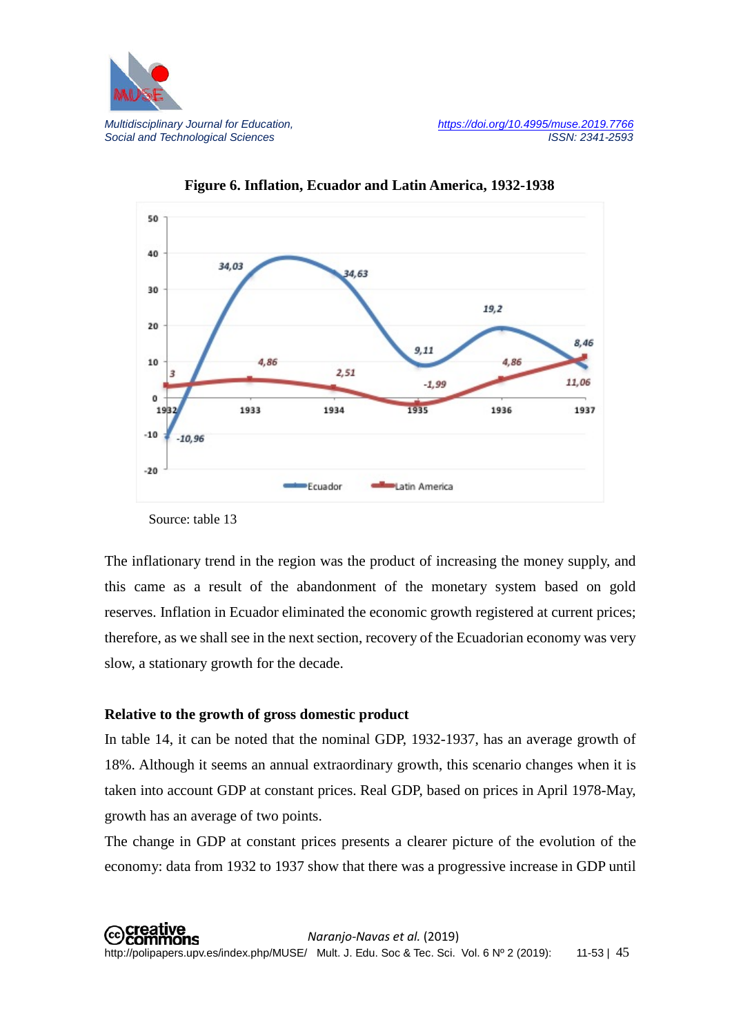**Figure 6. Inflation, Ecuador and Latin America, 1932-1938**

Source: table 13

The inflationary trend in the region was the product of increasing the money supply, and this came as a result of the abandonment of the monetary system based on gold reserves. Inflation in Ecuador eliminated the economic growth registered at current prices; therefore, as we shall see in the next section, recovery of the Ecuadorian economy was very slow, a stationary growth for the decade.

**Relative to the growth of gross domestic product**

In table 14, it can be noted that the nominal GDP, 1932-1937, has an average growth of 18%. Although it seems an annual extraordinary growth, this scenario changes when it is taken into account GDP at constant prices. Real GDP, based on prices in April 1978-May, growth has an average of two points.

The change in GDP at constant prices presents a clearer picture of the evolution of the economy: data from 1932 to 1937 show that there was a progressive increase in GDP until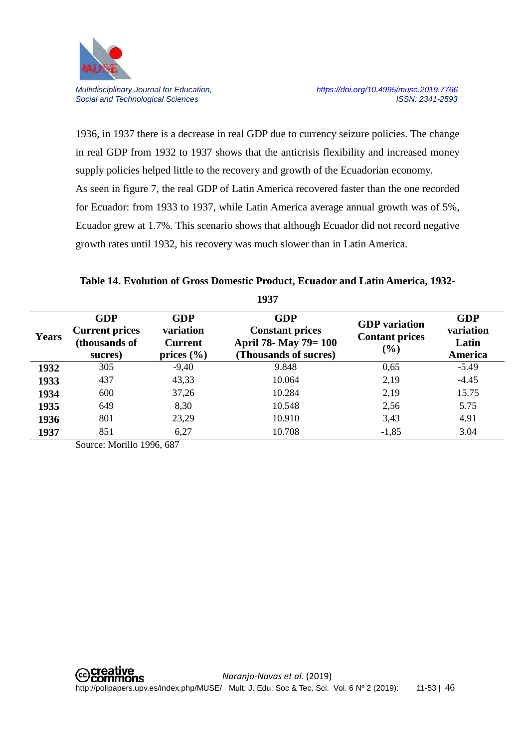1936, in 1937 there is a decrease in real GDP due to currency seizure policies. The change in real GDP from 1932 to 1937 shows that the anticrisis flexibility and increased money supply policies helped little to the recovery and growth of the Ecuadorian economy.

As seen in figure 7, the real GDP of Latin America recovered faster than the one recorded for Ecuador: from 1933 to 1937, while Latin America average annual growth was of 5%, Ecuador grew at 1.7%. This scenario shows that although Ecuador did not record negative growth rates until 1932, his recovery was much slower than in Latin America.

**Table 14. Evolution of Gross Domestic Product, Ecuador and Latin America, 1932-1937**

| Years | GDP Current prices (thousands of sucres) | GDP variation Current prices (%) | GDP Constant prices April 78- May 79= 100 (Thousands of sucres) | GDP variation Contant prices (%) | GDP variation Latin America |
|---|---|---|---|---|---|
| **1932** | 305 | -9,40 | 9.848 | 0,65 | -5.49 |
| **1933** | 437 | 43,33 | 10.064 | 2,19 | -4.45 |
| **1934** | 600 | 37,26 | 10.284 | 2,19 | 15.75 |
| **1935** | 649 | 8,30 | 10.548 | 2,56 | 5.75 |
| **1936** | 801 | 23,29 | 10.910 | 3,43 | 4.91 |
| **1937** | 851 | 6,27 | 10.708 | -1,85 | 3.04 |

Source: Morillo 1996, 687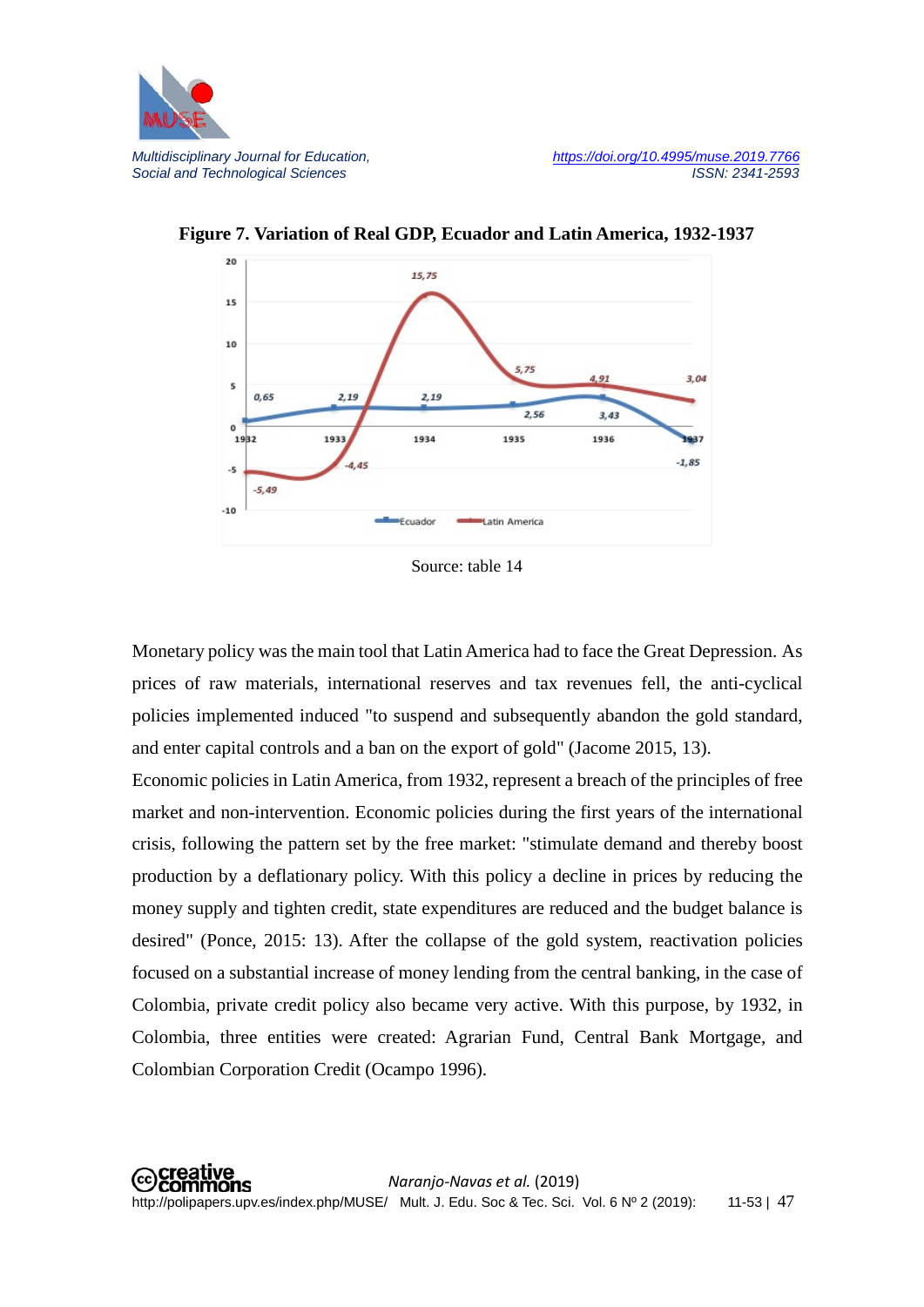**Figure 7. Variation of Real GDP, Ecuador and Latin America, 1932-1937**

Source: table 14

Monetary policy was the main tool that Latin America had to face the Great Depression. As prices of raw materials, international reserves and tax revenues fell, the anti-cyclical policies implemented induced "to suspend and subsequently abandon the gold standard, and enter capital controls and a ban on the export of gold" (Jacome 2015, 13).

Economic policies in Latin America, from 1932, represent a breach of the principles of free market and non-intervention. Economic policies during the first years of the international crisis, following the pattern set by the free market: "stimulate demand and thereby boost production by a deflationary policy. With this policy a decline in prices by reducing the money supply and tighten credit, state expenditures are reduced and the budget balance is desired" (Ponce, 2015: 13). After the collapse of the gold system, reactivation policies focused on a substantial increase of money lending from the central banking, in the case of Colombia, private credit policy also became very active. With this purpose, by 1932, in Colombia, three entities were created: Agrarian Fund, Central Bank Mortgage, and Colombian Corporation Credit (Ocampo 1996).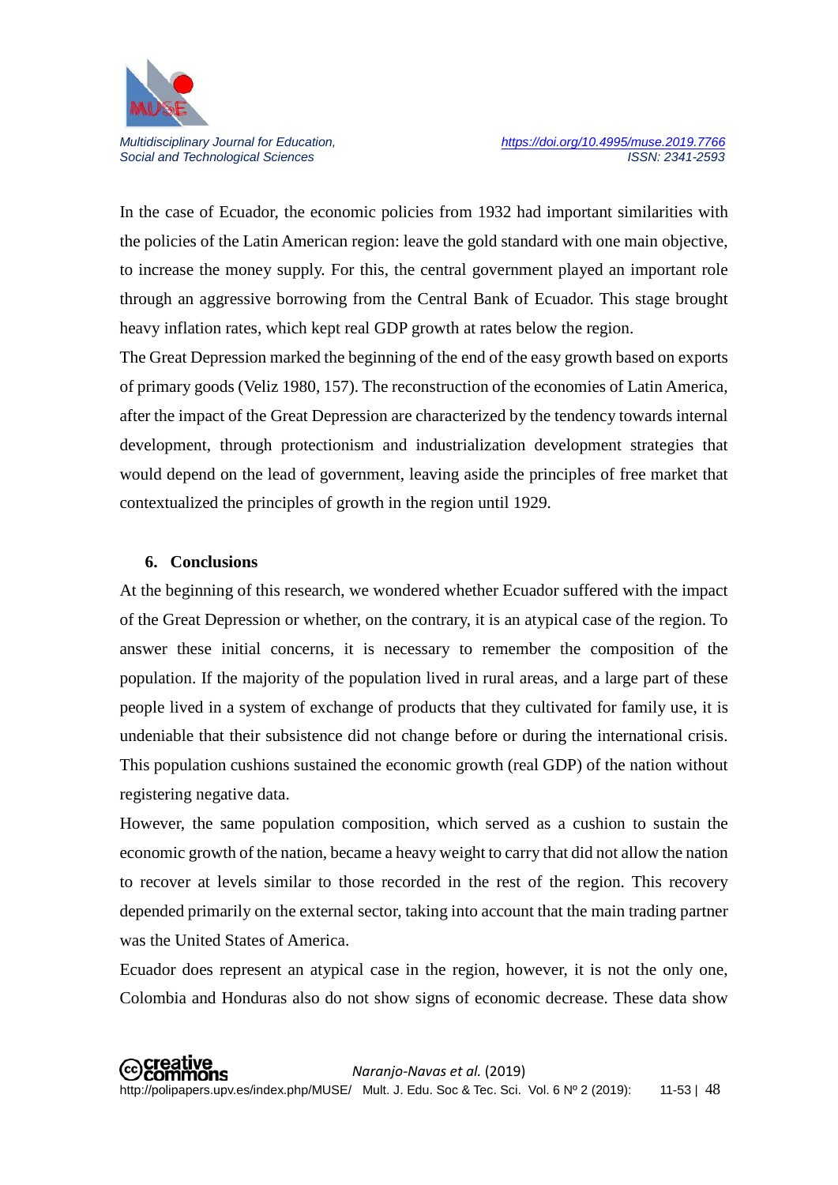In the case of Ecuador, the economic policies from 1932 had important similarities with the policies of the Latin American region: leave the gold standard with one main objective, to increase the money supply. For this, the central government played an important role through an aggressive borrowing from the Central Bank of Ecuador. This stage brought heavy inflation rates, which kept real GDP growth at rates below the region.

The Great Depression marked the beginning of the end of the easy growth based on exports of primary goods (Veliz 1980, 157). The reconstruction of the economies of Latin America, after the impact of the Great Depression are characterized by the tendency towards internal development, through protectionism and industrialization development strategies that would depend on the lead of government, leaving aside the principles of free market that contextualized the principles of growth in the region until 1929.

## 6. Conclusions

At the beginning of this research, we wondered whether Ecuador suffered with the impact of the Great Depression or whether, on the contrary, it is an atypical case of the region. To answer these initial concerns, it is necessary to remember the composition of the population. If the majority of the population lived in rural areas, and a large part of these people lived in a system of exchange of products that they cultivated for family use, it is undeniable that their subsistence did not change before or during the international crisis. This population cushions sustained the economic growth (real GDP) of the nation without registering negative data.

However, the same population composition, which served as a cushion to sustain the economic growth of the nation, became a heavy weight to carry that did not allow the nation to recover at levels similar to those recorded in the rest of the region. This recovery depended primarily on the external sector, taking into account that the main trading partner was the United States of America.

Ecuador does represent an atypical case in the region, however, it is not the only one, Colombia and Honduras also do not show signs of economic decrease. These data show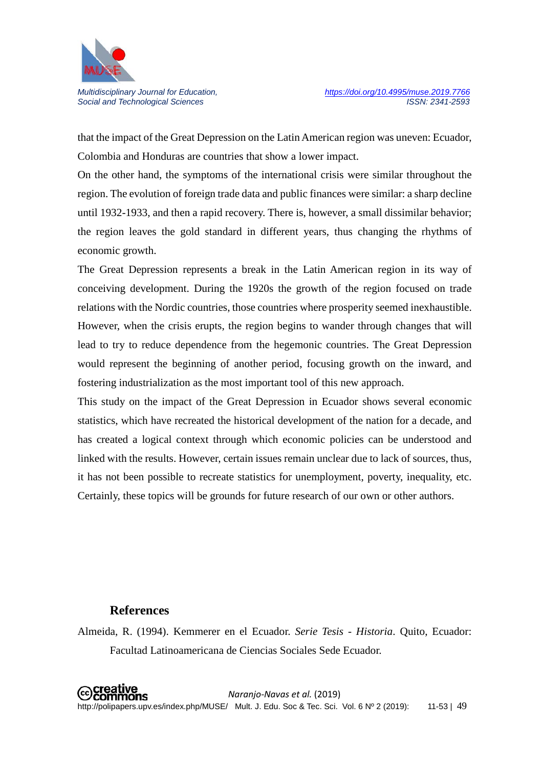that the impact of the Great Depression on the Latin American region was uneven: Ecuador, Colombia and Honduras are countries that show a lower impact.

On the other hand, the symptoms of the international crisis were similar throughout the region. The evolution of foreign trade data and public finances were similar: a sharp decline until 1932-1933, and then a rapid recovery. There is, however, a small dissimilar behavior; the region leaves the gold standard in different years, thus changing the rhythms of economic growth.

The Great Depression represents a break in the Latin American region in its way of conceiving development. During the 1920s the growth of the region focused on trade relations with the Nordic countries, those countries where prosperity seemed inexhaustible. However, when the crisis erupts, the region begins to wander through changes that will lead to try to reduce dependence from the hegemonic countries. The Great Depression would represent the beginning of another period, focusing growth on the inward, and fostering industrialization as the most important tool of this new approach.

This study on the impact of the Great Depression in Ecuador shows several economic statistics, which have recreated the historical development of the nation for a decade, and has created a logical context through which economic policies can be understood and linked with the results. However, certain issues remain unclear due to lack of sources, thus, it has not been possible to recreate statistics for unemployment, poverty, inequality, etc. Certainly, these topics will be grounds for future research of our own or other authors.

## References

Almeida, R. (1994). Kemmerer en el Ecuador. *Serie Tesis - Historia*. Quito, Ecuador: Facultad Latinoamericana de Ciencias Sociales Sede Ecuador.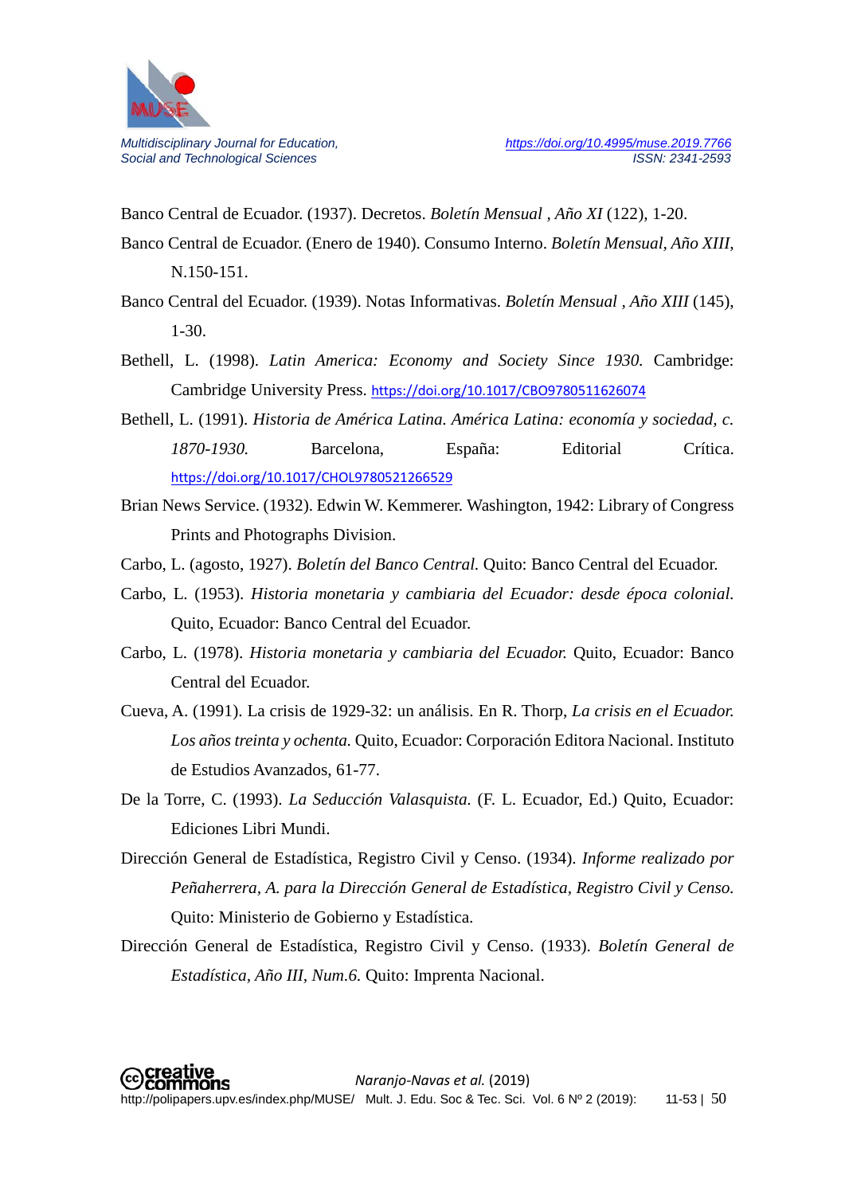Banco Central de Ecuador. (1937). Decretos. *Boletín Mensual , Año XI* (122), 1-20.

Banco Central de Ecuador. (Enero de 1940). Consumo Interno. *Boletín Mensual, Año XIII*, N.150-151.

Banco Central del Ecuador. (1939). Notas Informativas. *Boletín Mensual , Año XIII* (145), 1-30.

Bethell, L. (1998). *Latin America: Economy and Society Since 1930.* Cambridge: Cambridge University Press. https://doi.org/10.1017/CBO9780511626074

Bethell, L. (1991). *Historia de América Latina. América Latina: economía y sociedad, c. 1870-1930.* Barcelona, España: Editorial Crítica. https://doi.org/10.1017/CHOL9780521266529

Brian News Service. (1932). Edwin W. Kemmerer. Washington, 1942: Library of Congress Prints and Photographs Division.

Carbo, L. (agosto, 1927). *Boletín del Banco Central.* Quito: Banco Central del Ecuador.

Carbo, L. (1953). *Historia monetaria y cambiaria del Ecuador: desde época colonial.* Quito, Ecuador: Banco Central del Ecuador.

Carbo, L. (1978). *Historia monetaria y cambiaria del Ecuador.* Quito, Ecuador: Banco Central del Ecuador.

Cueva, A. (1991). La crisis de 1929-32: un análisis. En R. Thorp, *La crisis en el Ecuador. Los años treinta y ochenta.* Quito, Ecuador: Corporación Editora Nacional. Instituto de Estudios Avanzados, 61-77.

De la Torre, C. (1993). *La Seducción Valasquista.* (F. L. Ecuador, Ed.) Quito, Ecuador: Ediciones Libri Mundi.

Dirección General de Estadística, Registro Civil y Censo. (1934). *Informe realizado por Peñaherrera, A. para la Dirección General de Estadística, Registro Civil y Censo.* Quito: Ministerio de Gobierno y Estadística.

Dirección General de Estadística, Registro Civil y Censo. (1933). *Boletín General de Estadística, Año III, Num.6.* Quito: Imprenta Nacional.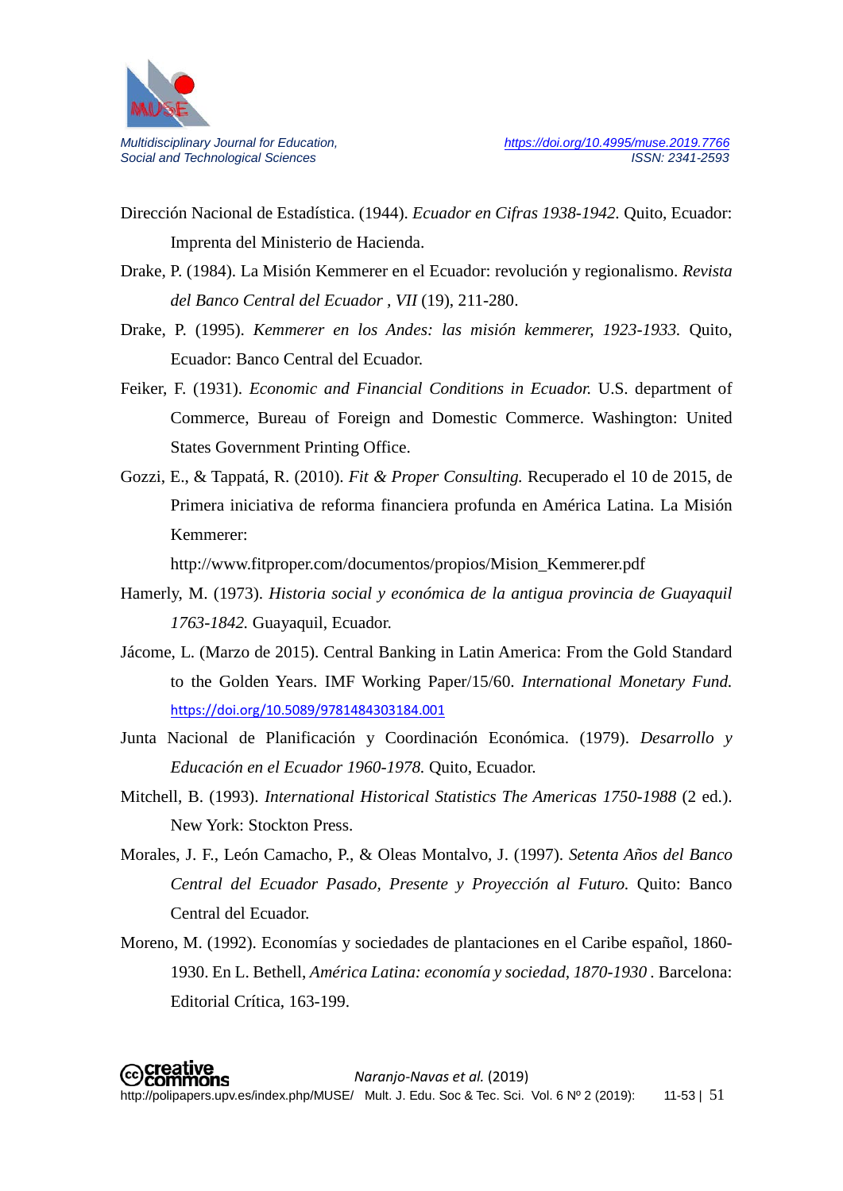Dirección Nacional de Estadística. (1944). *Ecuador en Cifras 1938-1942.* Quito, Ecuador: Imprenta del Ministerio de Hacienda.

Drake, P. (1984). La Misión Kemmerer en el Ecuador: revolución y regionalismo. *Revista del Banco Central del Ecuador , VII* (19), 211-280.

Drake, P. (1995). *Kemmerer en los Andes: las misión kemmerer, 1923-1933.* Quito, Ecuador: Banco Central del Ecuador.

Feiker, F. (1931). *Economic and Financial Conditions in Ecuador.* U.S. department of Commerce, Bureau of Foreign and Domestic Commerce. Washington: United States Government Printing Office.

Gozzi, E., & Tappatá, R. (2010). *Fit & Proper Consulting.* Recuperado el 10 de 2015, de Primera iniciativa de reforma financiera profunda en América Latina. La Misión Kemmerer: http://www.fitproper.com/documentos/propios/Mision_Kemmerer.pdf

Hamerly, M. (1973). *Historia social y económica de la antigua provincia de Guayaquil 1763-1842.* Guayaquil, Ecuador.

Jácome, L. (Marzo de 2015). Central Banking in Latin America: From the Gold Standard to the Golden Years. IMF Working Paper/15/60. *International Monetary Fund.* https://doi.org/10.5089/9781484303184.001

Junta Nacional de Planificación y Coordinación Económica. (1979). *Desarrollo y Educación en el Ecuador 1960-1978.* Quito, Ecuador.

Mitchell, B. (1993). *International Historical Statistics The Americas 1750-1988* (2 ed.). New York: Stockton Press.

Morales, J. F., León Camacho, P., & Oleas Montalvo, J. (1997). *Setenta Años del Banco Central del Ecuador Pasado, Presente y Proyección al Futuro.* Quito: Banco Central del Ecuador.

Moreno, M. (1992). Economías y sociedades de plantaciones en el Caribe español, 1860-1930. En L. Bethell, *América Latina: economía y sociedad, 1870-1930* . Barcelona: Editorial Crítica, 163-199.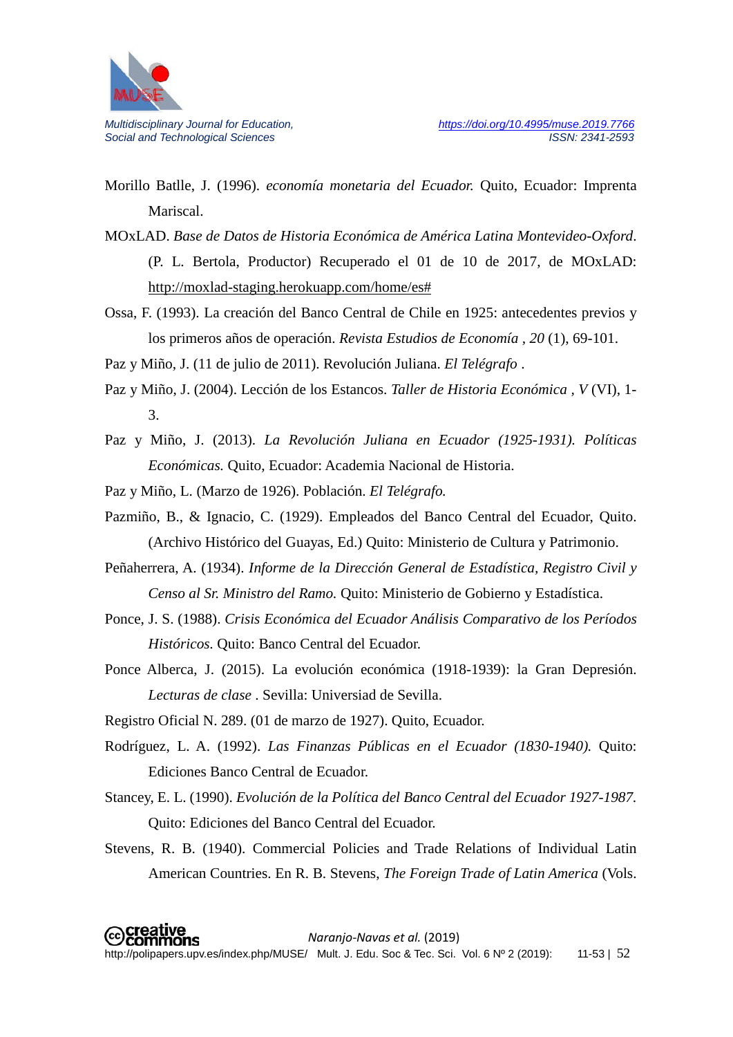Morillo Batlle, J. (1996). *economía monetaria del Ecuador.* Quito, Ecuador: Imprenta Mariscal.

MOxLAD. *Base de Datos de Historia Económica de América Latina Montevideo-Oxford*. (P. L. Bertola, Productor) Recuperado el 01 de 10 de 2017, de MOxLAD: http://moxlad-staging.herokuapp.com/home/es#

Ossa, F. (1993). La creación del Banco Central de Chile en 1925: antecedentes previos y los primeros años de operación. *Revista Estudios de Economía , 20* (1), 69-101.

Paz y Miño, J. (11 de julio de 2011). Revolución Juliana. *El Telégrafo* .

Paz y Miño, J. (2004). Lección de los Estancos. *Taller de Historia Económica , V* (VI), 1-3.

Paz y Miño, J. (2013). *La Revolución Juliana en Ecuador (1925-1931). Políticas Económicas.* Quito, Ecuador: Academia Nacional de Historia.

Paz y Miño, L. (Marzo de 1926). Población. *El Telégrafo.*

Pazmiño, B., & Ignacio, C. (1929). Empleados del Banco Central del Ecuador, Quito. (Archivo Histórico del Guayas, Ed.) Quito: Ministerio de Cultura y Patrimonio.

Peñaherrera, A. (1934). *Informe de la Dirección General de Estadística, Registro Civil y Censo al Sr. Ministro del Ramo.* Quito: Ministerio de Gobierno y Estadística.

Ponce, J. S. (1988). *Crisis Económica del Ecuador Análisis Comparativo de los Períodos Históricos.* Quito: Banco Central del Ecuador.

Ponce Alberca, J. (2015). La evolución económica (1918-1939): la Gran Depresión. *Lecturas de clase* . Sevilla: Universiad de Sevilla.

Registro Oficial N. 289. (01 de marzo de 1927). Quito, Ecuador.

Rodríguez, L. A. (1992). *Las Finanzas Públicas en el Ecuador (1830-1940).* Quito: Ediciones Banco Central de Ecuador.

Stancey, E. L. (1990). *Evolución de la Política del Banco Central del Ecuador 1927-1987.* Quito: Ediciones del Banco Central del Ecuador.

Stevens, R. B. (1940). Commercial Policies and Trade Relations of Individual Latin American Countries. En R. B. Stevens, *The Foreign Trade of Latin America* (Vols.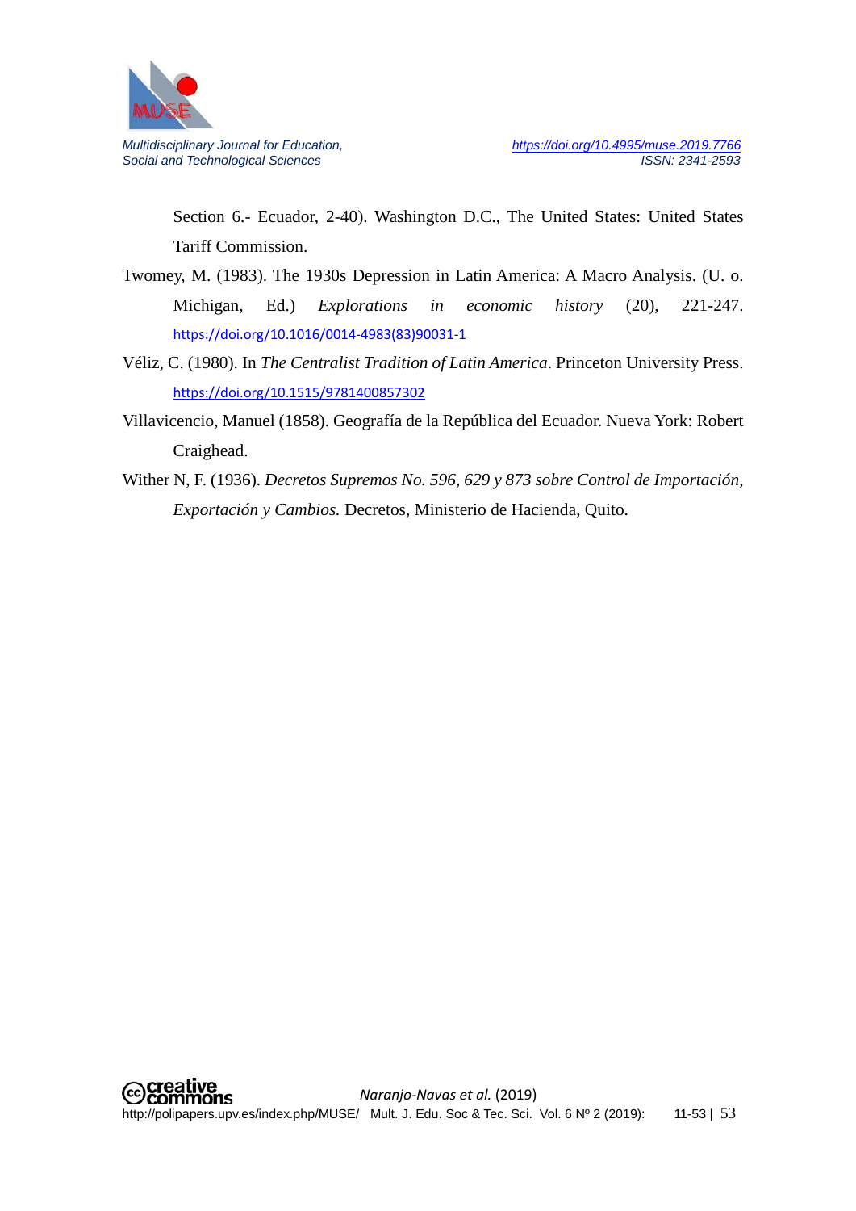Section 6.- Ecuador, 2-40). Washington D.C., The United States: United States Tariff Commission.

Twomey, M. (1983). The 1930s Depression in Latin America: A Macro Analysis. (U. o. Michigan, Ed.) *Explorations in economic history* (20), 221-247. https://doi.org/10.1016/0014-4983(83)90031-1

Véliz, C. (1980). In *The Centralist Tradition of Latin America*. Princeton University Press. https://doi.org/10.1515/9781400857302

Villavicencio, Manuel (1858). Geografía de la República del Ecuador. Nueva York: Robert Craighead.

Wither N, F. (1936). *Decretos Supremos No. 596, 629 y 873 sobre Control de Importación, Exportación y Cambios.* Decretos, Ministerio de Hacienda, Quito.